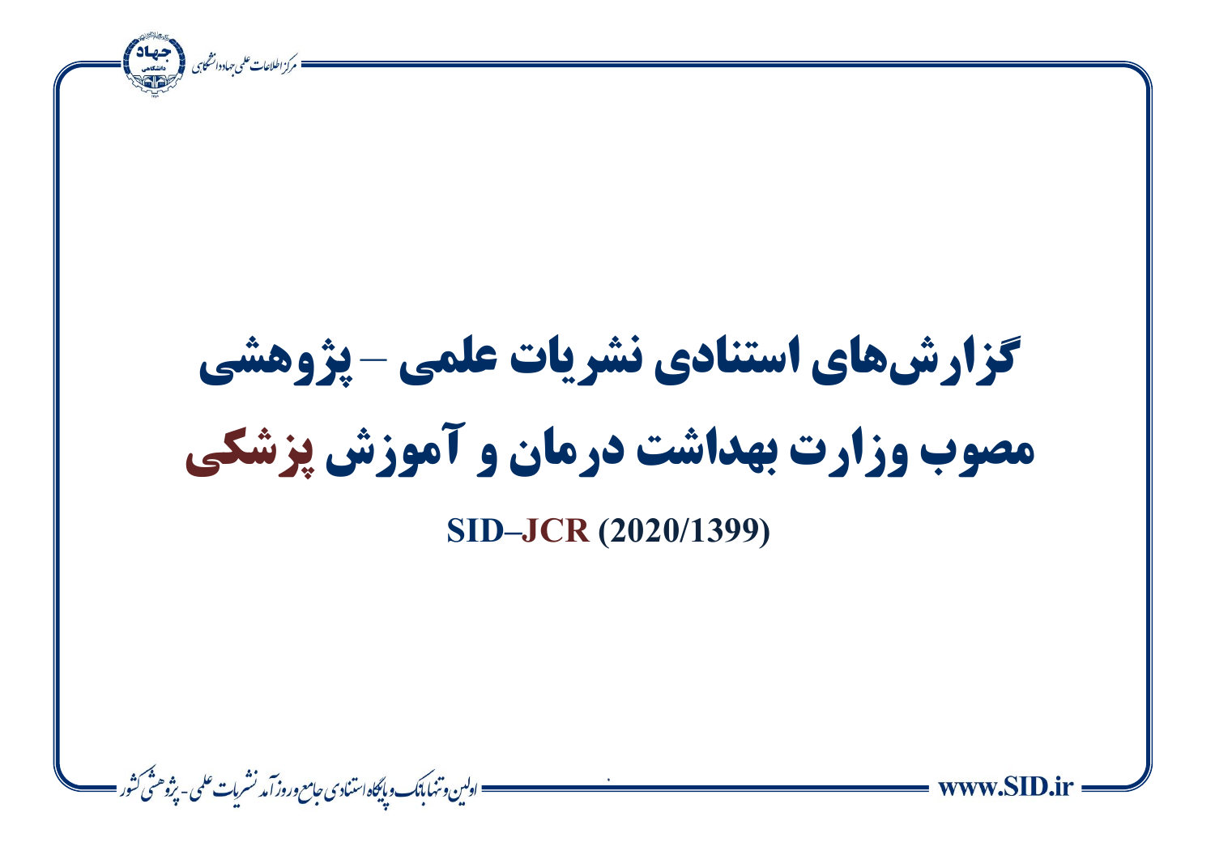# گزارش‌های استنادی نشریات علمی – پژوهشی مصوب وزارت بهداشت درمان و آموزش پزشکی

**SID–JCR (2020/1399)**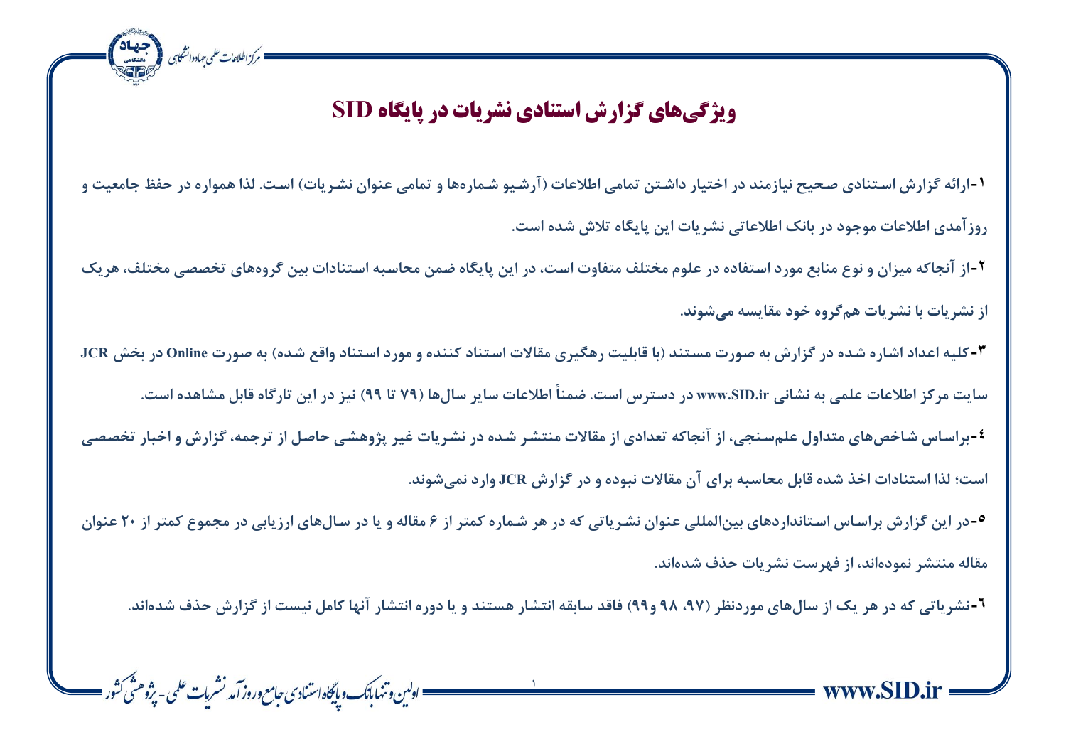# ویژگی‌های گزارش استنادی نشریات در پایگاه SID

۱-ارائه گزارش استنادی صحیح نیازمند در اختیار داشتن تمامی اطلاعات (آرشیو شماره‌ها و تمامی عنوان نشریات) است. لذا همواره در حفظ جامعیت و روزآمدی اطلاعات موجود در بانک اطلاعاتی نشریات این پایگاه تلاش شده است.

۲-از آنجاکه میزان و نوع منابع مورد استفاده در علوم مختلف متفاوت است، در این پایگاه ضمن محاسبه استنادات بین گروه‌های تخصصی مختلف، هریک از نشریات با نشریات هم‌گروه خود مقایسه می‌شوند.

۳-کلیه اعداد اشاره شده در گزارش به صورت مستند (با قابلیت رهگیری مقالات استناد کننده و مورد استناد واقع شده) به صورت Online در بخش JCR سایت مرکز اطلاعات علمی به نشانی www.SID.ir در دسترس است. ضمناً اطلاعات سایر سال‌ها (۷۹ تا ۹۹) نیز در این تارگاه قابل مشاهده است.

۴-براساس شاخص‌های متداول علم‌سنجی، از آنجاکه تعدادی از مقالات منتشر شده در نشریات غیر پژوهشی حاصل از ترجمه، گزارش و اخبار تخصصی است؛ لذا استنادات اخذ شده قابل محاسبه برای آن مقالات نبوده و در گزارش JCR وارد نمی‌شوند.

۵-در این گزارش براساس استانداردهای بین‌المللی عنوان نشریاتی که در هر شماره کمتر از ۶ مقاله و یا در سال‌های ارزیابی در مجموع کمتر از ۲۰ عنوان مقاله منتشر نموده‌اند، از فهرست نشریات حذف شده‌اند.

۶-نشریاتی که در هر یک از سال‌های موردنظر (۹۷، ۹۸ و۹۹) فاقد سابقه انتشار هستند و یا دوره انتشار آنها کامل نیست از گزارش حذف شده‌اند.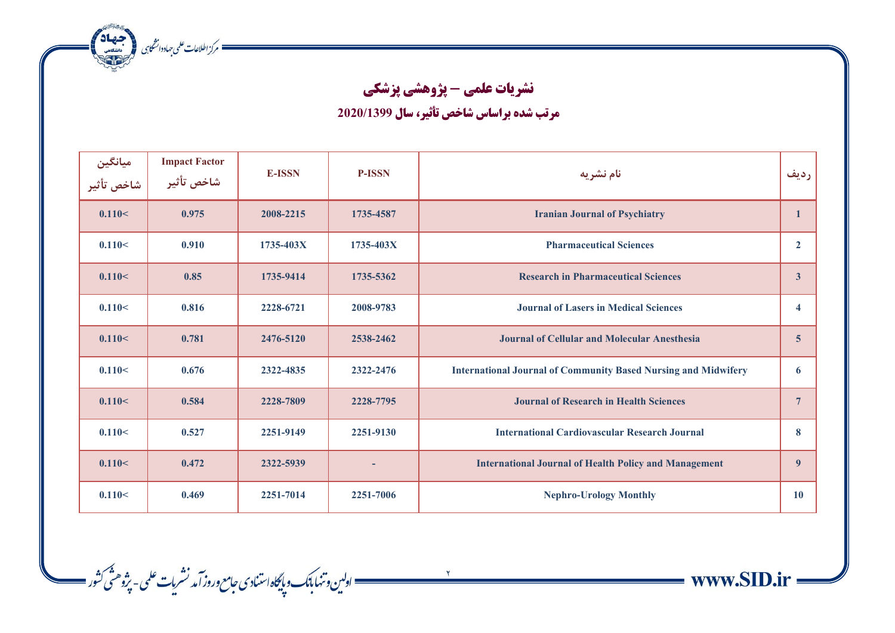## نشریات علمی – پژوهشی پزشکی

### مرتب شده براساس شاخص تأثیر، سال 2020/1399

| ردیف | نام نشریه | P-ISSN | E-ISSN | Impact Factor شاخص تأثیر | میانگین شاخص تأثیر |
|---|---|---|---|---|---|
| 1 | Iranian Journal of Psychiatry | 1735-4587 | 2008-2215 | 0.975 | 0.110< |
| 2 | Pharmaceutical Sciences | 1735-403X | 1735-403X | 0.910 | 0.110< |
| 3 | Research in Pharmaceutical Sciences | 1735-5362 | 1735-9414 | 0.85 | 0.110< |
| 4 | Journal of Lasers in Medical Sciences | 2008-9783 | 2228-6721 | 0.816 | 0.110< |
| 5 | Journal of Cellular and Molecular Anesthesia | 2538-2462 | 2476-5120 | 0.781 | 0.110< |
| 6 | International Journal of Community Based Nursing and Midwifery | 2322-2476 | 2322-4835 | 0.676 | 0.110< |
| 7 | Journal of Research in Health Sciences | 2228-7795 | 2228-7809 | 0.584 | 0.110< |
| 8 | International Cardiovascular Research Journal | 2251-9130 | 2251-9149 | 0.527 | 0.110< |
| 9 | International Journal of Health Policy and Management | - | 2322-5939 | 0.472 | 0.110< |
| 10 | Nephro-Urology Monthly | 2251-7006 | 2251-7014 | 0.469 | 0.110< |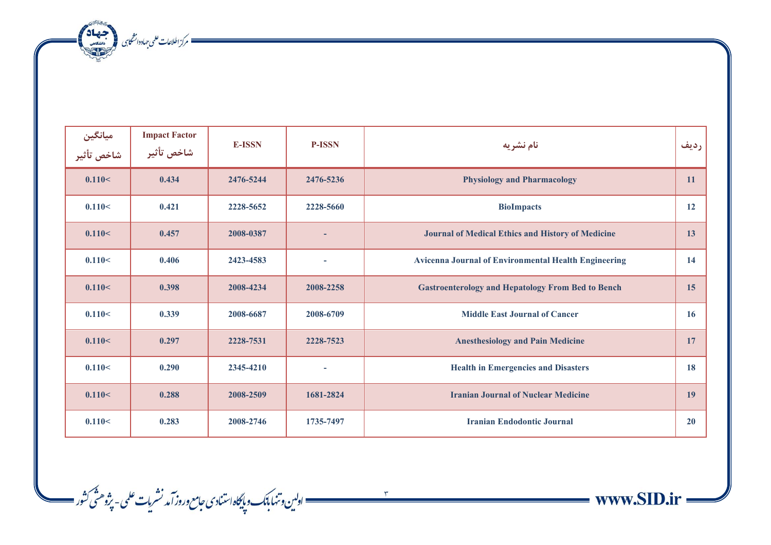| میانگین شاخص تأثیر | Impact Factor شاخص تأثیر | E-ISSN | P-ISSN | نام نشریه | ردیف |
|---|---|---|---|---|---|
| 0.110< | 0.434 | 2476-5244 | 2476-5236 | Physiology and Pharmacology | 11 |
| 0.110< | 0.421 | 2228-5652 | 2228-5660 | BioImpacts | 12 |
| 0.110< | 0.457 | 2008-0387 | - | Journal of Medical Ethics and History of Medicine | 13 |
| 0.110< | 0.406 | 2423-4583 | - | Avicenna Journal of Environmental Health Engineering | 14 |
| 0.110< | 0.398 | 2008-4234 | 2008-2258 | Gastroenterology and Hepatology From Bed to Bench | 15 |
| 0.110< | 0.339 | 2008-6687 | 2008-6709 | Middle East Journal of Cancer | 16 |
| 0.110< | 0.297 | 2228-7531 | 2228-7523 | Anesthesiology and Pain Medicine | 17 |
| 0.110< | 0.290 | 2345-4210 | - | Health in Emergencies and Disasters | 18 |
| 0.110< | 0.288 | 2008-2509 | 1681-2824 | Iranian Journal of Nuclear Medicine | 19 |
| 0.110< | 0.283 | 2008-2746 | 1735-7497 | Iranian Endodontic Journal | 20 |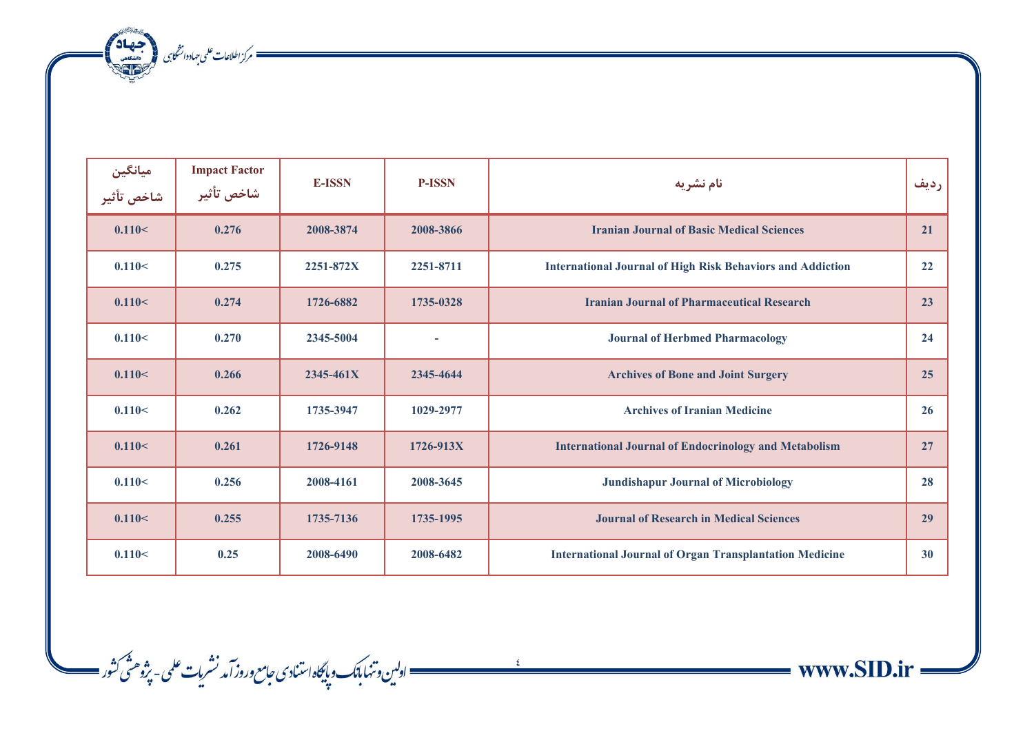| ردیف | نام نشریه | P-ISSN | E-ISSN | Impact Factor شاخص تأثیر | میانگین شاخص تأثیر |
|---|---|---|---|---|---|
| 21 | Iranian Journal of Basic Medical Sciences | 2008-3866 | 2008-3874 | 0.276 | 0.110< |
| 22 | International Journal of High Risk Behaviors and Addiction | 2251-8711 | 2251-872X | 0.275 | 0.110< |
| 23 | Iranian Journal of Pharmaceutical Research | 1735-0328 | 1726-6882 | 0.274 | 0.110< |
| 24 | Journal of Herbmed Pharmacology | - | 2345-5004 | 0.270 | 0.110< |
| 25 | Archives of Bone and Joint Surgery | 2345-4644 | 2345-461X | 0.266 | 0.110< |
| 26 | Archives of Iranian Medicine | 1029-2977 | 1735-3947 | 0.262 | 0.110< |
| 27 | International Journal of Endocrinology and Metabolism | 1726-913X | 1726-9148 | 0.261 | 0.110< |
| 28 | Jundishapur Journal of Microbiology | 2008-3645 | 2008-4161 | 0.256 | 0.110< |
| 29 | Journal of Research in Medical Sciences | 1735-1995 | 1735-7136 | 0.255 | 0.110< |
| 30 | International Journal of Organ Transplantation Medicine | 2008-6482 | 2008-6490 | 0.25 | 0.110< |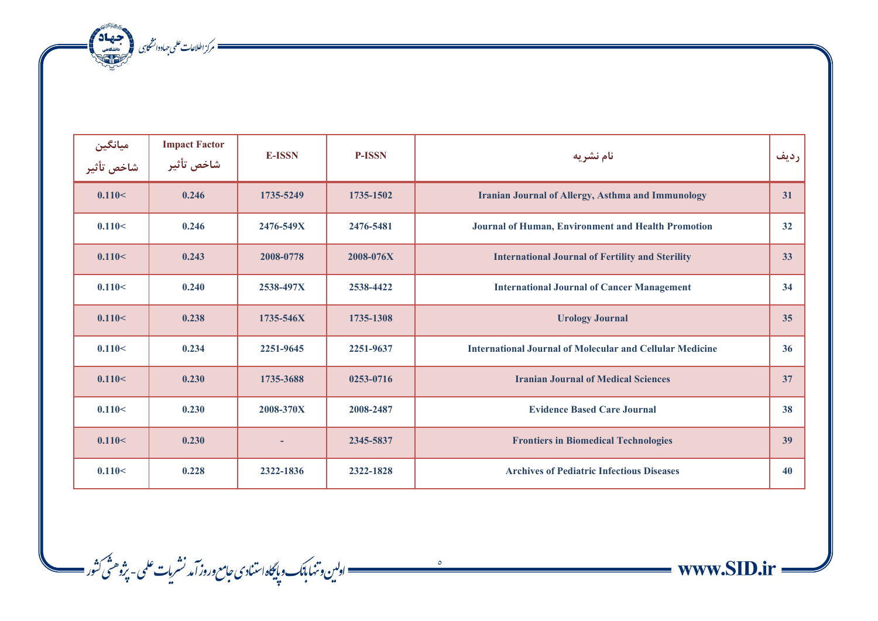| ردیف | نام نشریه | P-ISSN | E-ISSN | Impact Factor شاخص تأثیر | میانگین شاخص تأثیر |
|---|---|---|---|---|---|
| 31 | Iranian Journal of Allergy, Asthma and Immunology | 1735-1502 | 1735-5249 | 0.246 | 0.110< |
| 32 | Journal of Human, Environment and Health Promotion | 2476-5481 | 2476-549X | 0.246 | 0.110< |
| 33 | International Journal of Fertility and Sterility | 2008-076X | 2008-0778 | 0.243 | 0.110< |
| 34 | International Journal of Cancer Management | 2538-4422 | 2538-497X | 0.240 | 0.110< |
| 35 | Urology Journal | 1735-1308 | 1735-546X | 0.238 | 0.110< |
| 36 | International Journal of Molecular and Cellular Medicine | 2251-9637 | 2251-9645 | 0.234 | 0.110< |
| 37 | Iranian Journal of Medical Sciences | 0253-0716 | 1735-3688 | 0.230 | 0.110< |
| 38 | Evidence Based Care Journal | 2008-2487 | 2008-370X | 0.230 | 0.110< |
| 39 | Frontiers in Biomedical Technologies | 2345-5837 | - | 0.230 | 0.110< |
| 40 | Archives of Pediatric Infectious Diseases | 2322-1828 | 2322-1836 | 0.228 | 0.110< |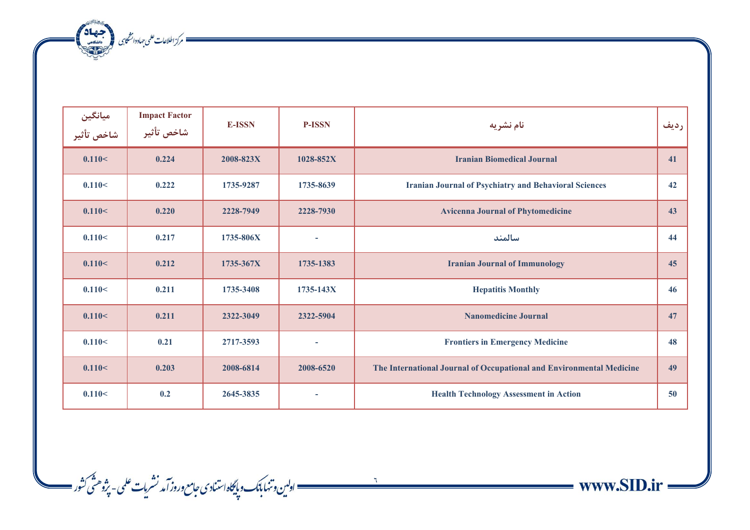| میانگین شاخص تأثیر | Impact Factor شاخص تأثیر | E-ISSN | P-ISSN | نام نشریه | ردیف |
|---|---|---|---|---|---|
| 0.110< | 0.224 | 2008-823X | 1028-852X | Iranian Biomedical Journal | 41 |
| 0.110< | 0.222 | 1735-9287 | 1735-8639 | Iranian Journal of Psychiatry and Behavioral Sciences | 42 |
| 0.110< | 0.220 | 2228-7949 | 2228-7930 | Avicenna Journal of Phytomedicine | 43 |
| 0.110< | 0.217 | 1735-806X | - | سالمند | 44 |
| 0.110< | 0.212 | 1735-367X | 1735-1383 | Iranian Journal of Immunology | 45 |
| 0.110< | 0.211 | 1735-3408 | 1735-143X | Hepatitis Monthly | 46 |
| 0.110< | 0.211 | 2322-3049 | 2322-5904 | Nanomedicine Journal | 47 |
| 0.110< | 0.21 | 2717-3593 | - | Frontiers in Emergency Medicine | 48 |
| 0.110< | 0.203 | 2008-6814 | 2008-6520 | The International Journal of Occupational and Environmental Medicine | 49 |
| 0.110< | 0.2 | 2645-3835 | - | Health Technology Assessment in Action | 50 |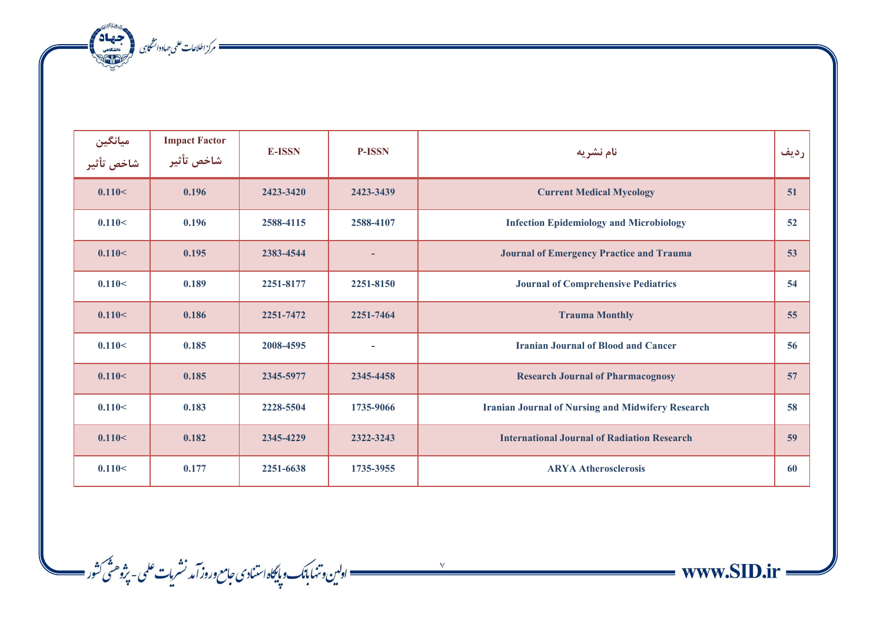| ردیف | نام نشریه | P-ISSN | E-ISSN | Impact Factor شاخص تأثیر | میانگین شاخص تأثیر |
|---|---|---|---|---|---|
| 51 | Current Medical Mycology | 2423-3439 | 2423-3420 | 0.196 | 0.110< |
| 52 | Infection Epidemiology and Microbiology | 2588-4107 | 2588-4115 | 0.196 | 0.110< |
| 53 | Journal of Emergency Practice and Trauma | - | 2383-4544 | 0.195 | 0.110< |
| 54 | Journal of Comprehensive Pediatrics | 2251-8150 | 2251-8177 | 0.189 | 0.110< |
| 55 | Trauma Monthly | 2251-7464 | 2251-7472 | 0.186 | 0.110< |
| 56 | Iranian Journal of Blood and Cancer | - | 2008-4595 | 0.185 | 0.110< |
| 57 | Research Journal of Pharmacognosy | 2345-4458 | 2345-5977 | 0.185 | 0.110< |
| 58 | Iranian Journal of Nursing and Midwifery Research | 1735-9066 | 2228-5504 | 0.183 | 0.110< |
| 59 | International Journal of Radiation Research | 2322-3243 | 2345-4229 | 0.182 | 0.110< |
| 60 | ARYA Atherosclerosis | 1735-3955 | 2251-6638 | 0.177 | 0.110< |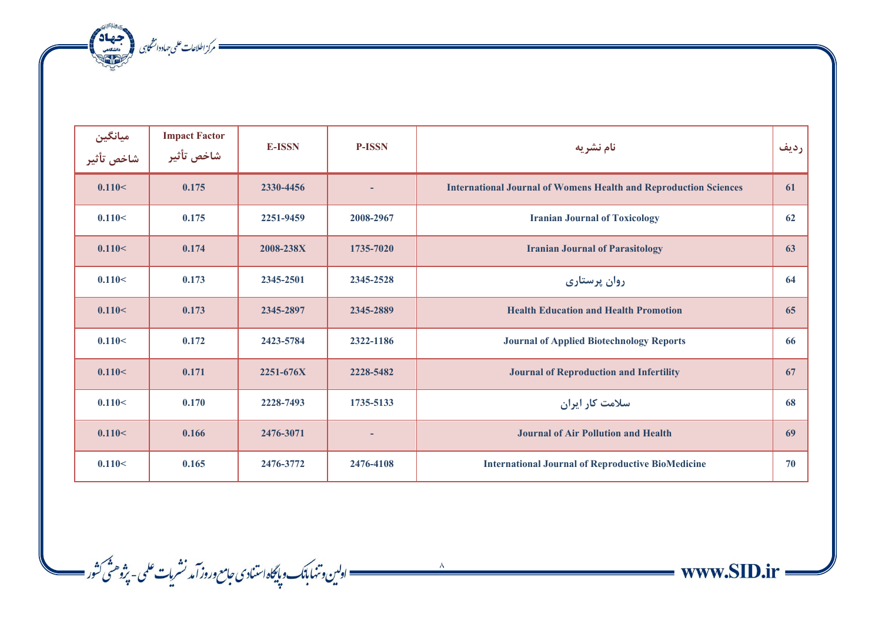| ردیف | نام نشریه | P-ISSN | E-ISSN | Impact Factor شاخص تأثیر | میانگین شاخص تأثیر |
|---|---|---|---|---|---|
| 61 | International Journal of Womens Health and Reproduction Sciences | - | 2330-4456 | 0.175 | 0.110< |
| 62 | Iranian Journal of Toxicology | 2008-2967 | 2251-9459 | 0.175 | 0.110< |
| 63 | Iranian Journal of Parasitology | 1735-7020 | 2008-238X | 0.174 | 0.110< |
| 64 | روان پرستاری | 2345-2528 | 2345-2501 | 0.173 | 0.110< |
| 65 | Health Education and Health Promotion | 2345-2889 | 2345-2897 | 0.173 | 0.110< |
| 66 | Journal of Applied Biotechnology Reports | 2322-1186 | 2423-5784 | 0.172 | 0.110< |
| 67 | Journal of Reproduction and Infertility | 2228-5482 | 2251-676X | 0.171 | 0.110< |
| 68 | سلامت کار ایران | 1735-5133 | 2228-7493 | 0.170 | 0.110< |
| 69 | Journal of Air Pollution and Health | - | 2476-3071 | 0.166 | 0.110< |
| 70 | International Journal of Reproductive BioMedicine | 2476-4108 | 2476-3772 | 0.165 | 0.110< |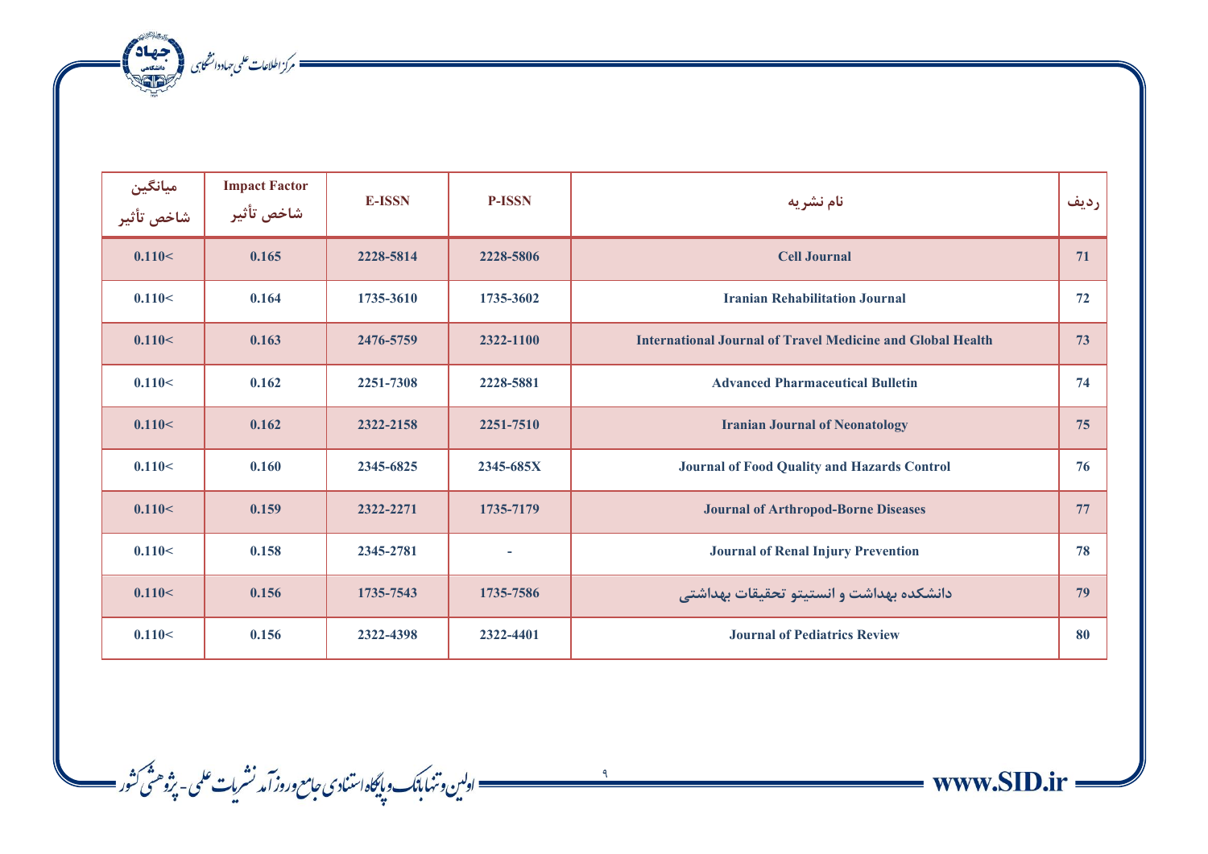| میانگین شاخص تأثیر | Impact Factor شاخص تأثیر | E-ISSN | P-ISSN | نام نشریه | ردیف |
|---|---|---|---|---|---|
| 0.110< | 0.165 | 2228-5814 | 2228-5806 | Cell Journal | 71 |
| 0.110< | 0.164 | 1735-3610 | 1735-3602 | Iranian Rehabilitation Journal | 72 |
| 0.110< | 0.163 | 2476-5759 | 2322-1100 | International Journal of Travel Medicine and Global Health | 73 |
| 0.110< | 0.162 | 2251-7308 | 2228-5881 | Advanced Pharmaceutical Bulletin | 74 |
| 0.110< | 0.162 | 2322-2158 | 2251-7510 | Iranian Journal of Neonatology | 75 |
| 0.110< | 0.160 | 2345-6825 | 2345-685X | Journal of Food Quality and Hazards Control | 76 |
| 0.110< | 0.159 | 2322-2271 | 1735-7179 | Journal of Arthropod-Borne Diseases | 77 |
| 0.110< | 0.158 | 2345-2781 | - | Journal of Renal Injury Prevention | 78 |
| 0.110< | 0.156 | 1735-7543 | 1735-7586 | دانشکده بهداشت و انستیتو تحقیقات بهداشتی | 79 |
| 0.110< | 0.156 | 2322-4398 | 2322-4401 | Journal of Pediatrics Review | 80 |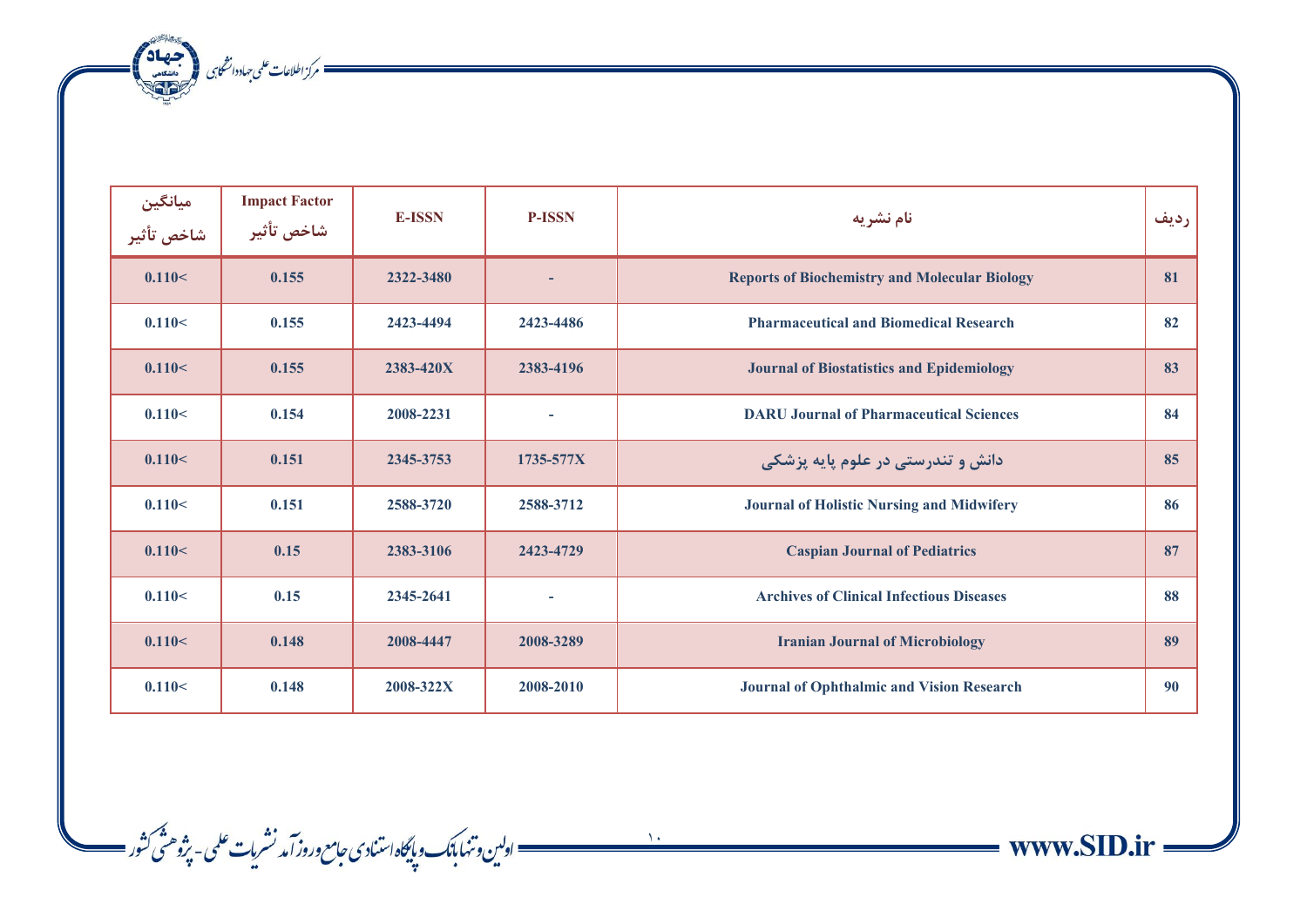| میانگین شاخص تأثیر | Impact Factor شاخص تأثیر | E-ISSN | P-ISSN | نام نشریه | ردیف |
|---|---|---|---|---|---|
| 0.110< | 0.155 | 2322-3480 | - | Reports of Biochemistry and Molecular Biology | 81 |
| 0.110< | 0.155 | 2423-4494 | 2423-4486 | Pharmaceutical and Biomedical Research | 82 |
| 0.110< | 0.155 | 2383-420X | 2383-4196 | Journal of Biostatistics and Epidemiology | 83 |
| 0.110< | 0.154 | 2008-2231 | - | DARU Journal of Pharmaceutical Sciences | 84 |
| 0.110< | 0.151 | 2345-3753 | 1735-577X | دانش و تندرستی در علوم پایه پزشکی | 85 |
| 0.110< | 0.151 | 2588-3720 | 2588-3712 | Journal of Holistic Nursing and Midwifery | 86 |
| 0.110< | 0.15 | 2383-3106 | 2423-4729 | Caspian Journal of Pediatrics | 87 |
| 0.110< | 0.15 | 2345-2641 | - | Archives of Clinical Infectious Diseases | 88 |
| 0.110< | 0.148 | 2008-4447 | 2008-3289 | Iranian Journal of Microbiology | 89 |
| 0.110< | 0.148 | 2008-322X | 2008-2010 | Journal of Ophthalmic and Vision Research | 90 |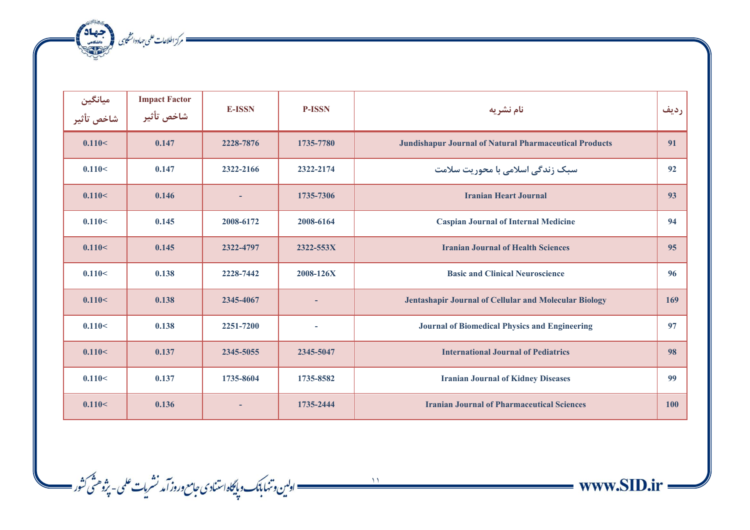| ردیف | نام نشریه | P-ISSN | E-ISSN | Impact Factor شاخص تأثیر | میانگین شاخص تأثیر |
|---|---|---|---|---|---|
| 91 | Jundishapur Journal of Natural Pharmaceutical Products | 1735-7780 | 2228-7876 | 0.147 | 0.110< |
| 92 | سبک زندگی اسلامی با محوریت سلامت | 2322-2174 | 2322-2166 | 0.147 | 0.110< |
| 93 | Iranian Heart Journal | 1735-7306 | - | 0.146 | 0.110< |
| 94 | Caspian Journal of Internal Medicine | 2008-6164 | 2008-6172 | 0.145 | 0.110< |
| 95 | Iranian Journal of Health Sciences | 2322-553X | 2322-4797 | 0.145 | 0.110< |
| 96 | Basic and Clinical Neuroscience | 2008-126X | 2228-7442 | 0.138 | 0.110< |
| 169 | Jentashapir Journal of Cellular and Molecular Biology | - | 2345-4067 | 0.138 | 0.110< |
| 97 | Journal of Biomedical Physics and Engineering | - | 2251-7200 | 0.138 | 0.110< |
| 98 | International Journal of Pediatrics | 2345-5047 | 2345-5055 | 0.137 | 0.110< |
| 99 | Iranian Journal of Kidney Diseases | 1735-8582 | 1735-8604 | 0.137 | 0.110< |
| 100 | Iranian Journal of Pharmaceutical Sciences | 1735-2444 | - | 0.136 | 0.110< |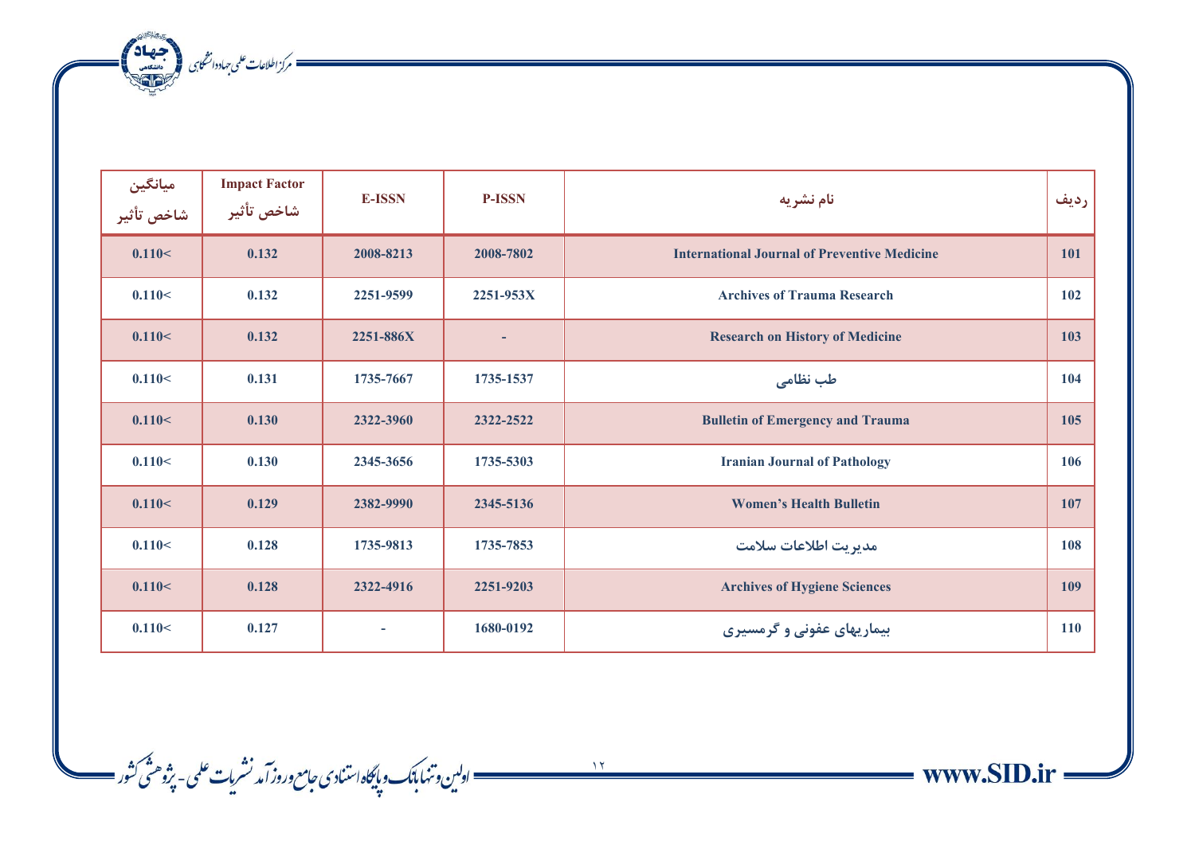| میانگین شاخص تأثیر | Impact Factor شاخص تأثیر | E-ISSN | P-ISSN | نام نشریه | ردیف |
|---|---|---|---|---|---|
| 0.110< | 0.132 | 2008-8213 | 2008-7802 | International Journal of Preventive Medicine | 101 |
| 0.110< | 0.132 | 2251-9599 | 2251-953X | Archives of Trauma Research | 102 |
| 0.110< | 0.132 | 2251-886X | - | Research on History of Medicine | 103 |
| 0.110< | 0.131 | 1735-7667 | 1735-1537 | طب نظامی | 104 |
| 0.110< | 0.130 | 2322-3960 | 2322-2522 | Bulletin of Emergency and Trauma | 105 |
| 0.110< | 0.130 | 2345-3656 | 1735-5303 | Iranian Journal of Pathology | 106 |
| 0.110< | 0.129 | 2382-9990 | 2345-5136 | Women's Health Bulletin | 107 |
| 0.110< | 0.128 | 1735-9813 | 1735-7853 | مدیریت اطلاعات سلامت | 108 |
| 0.110< | 0.128 | 2322-4916 | 2251-9203 | Archives of Hygiene Sciences | 109 |
| 0.110< | 0.127 | - | 1680-0192 | بیماریهای عفونی و گرمسیری | 110 |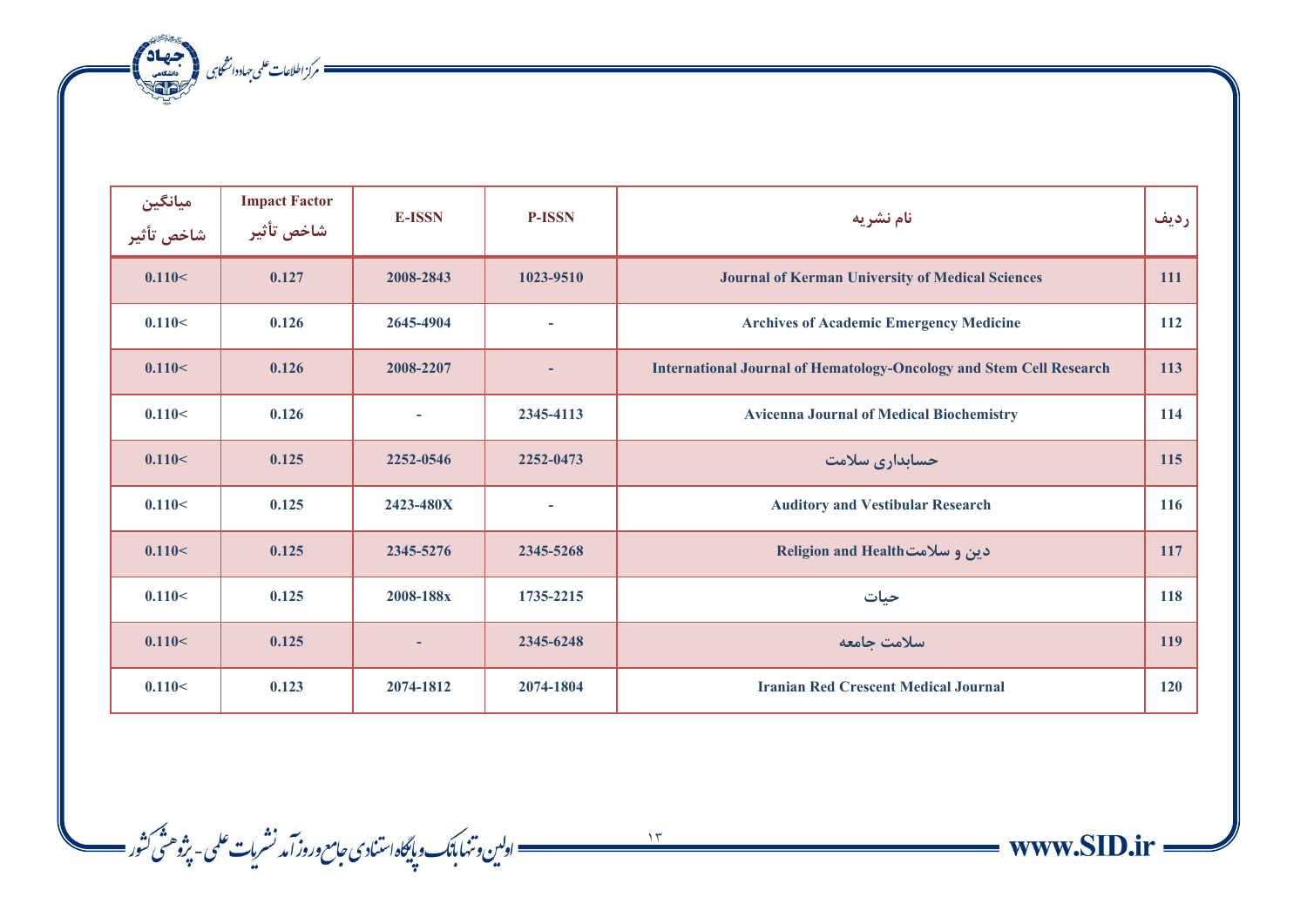| ردیف | نام نشریه | P-ISSN | E-ISSN | Impact Factor شاخص تأثیر | میانگین شاخص تأثیر |
|---|---|---|---|---|---|
| 111 | Journal of Kerman University of Medical Sciences | 1023-9510 | 2008-2843 | 0.127 | 0.110< |
| 112 | Archives of Academic Emergency Medicine | - | 2645-4904 | 0.126 | 0.110< |
| 113 | International Journal of Hematology-Oncology and Stem Cell Research | - | 2008-2207 | 0.126 | 0.110< |
| 114 | Avicenna Journal of Medical Biochemistry | 2345-4113 | - | 0.126 | 0.110< |
| 115 | حسابداری سلامت | 2252-0473 | 2252-0546 | 0.125 | 0.110< |
| 116 | Auditory and Vestibular Research | - | 2423-480X | 0.125 | 0.110< |
| 117 | دین و سلامتReligion and Health | 2345-5268 | 2345-5276 | 0.125 | 0.110< |
| 118 | حیات | 1735-2215 | 2008-188x | 0.125 | 0.110< |
| 119 | سلامت جامعه | 2345-6248 | - | 0.125 | 0.110< |
| 120 | Iranian Red Crescent Medical Journal | 2074-1804 | 2074-1812 | 0.123 | 0.110< |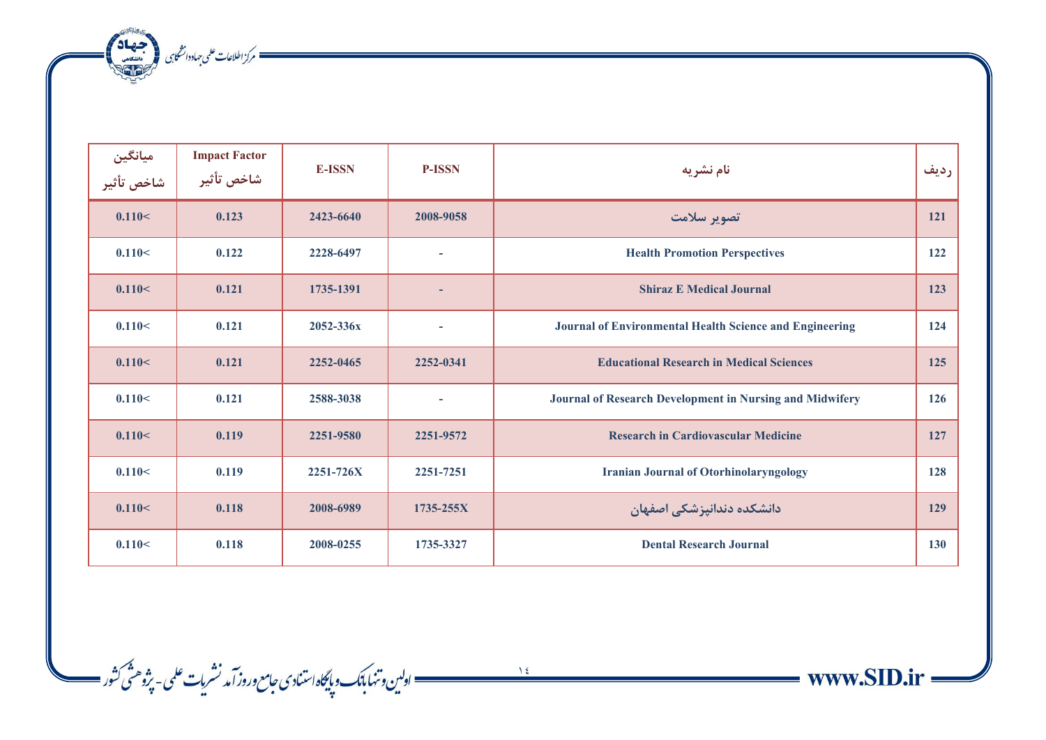| ردیف | نام نشریه | P-ISSN | E-ISSN | Impact Factor شاخص تأثیر | میانگین شاخص تأثیر |
|---|---|---|---|---|---|
| 121 | تصویر سلامت | 2008-9058 | 2423-6640 | 0.123 | 0.110< |
| 122 | Health Promotion Perspectives | - | 2228-6497 | 0.122 | 0.110< |
| 123 | Shiraz E Medical Journal | - | 1735-1391 | 0.121 | 0.110< |
| 124 | Journal of Environmental Health Science and Engineering | - | 2052-336x | 0.121 | 0.110< |
| 125 | Educational Research in Medical Sciences | 2252-0341 | 2252-0465 | 0.121 | 0.110< |
| 126 | Journal of Research Development in Nursing and Midwifery | - | 2588-3038 | 0.121 | 0.110< |
| 127 | Research in Cardiovascular Medicine | 2251-9572 | 2251-9580 | 0.119 | 0.110< |
| 128 | Iranian Journal of Otorhinolaryngology | 2251-7251 | 2251-726X | 0.119 | 0.110< |
| 129 | دانشکده دندانپزشکی اصفهان | 1735-255X | 2008-6989 | 0.118 | 0.110< |
| 130 | Dental Research Journal | 1735-3327 | 2008-0255 | 0.118 | 0.110< |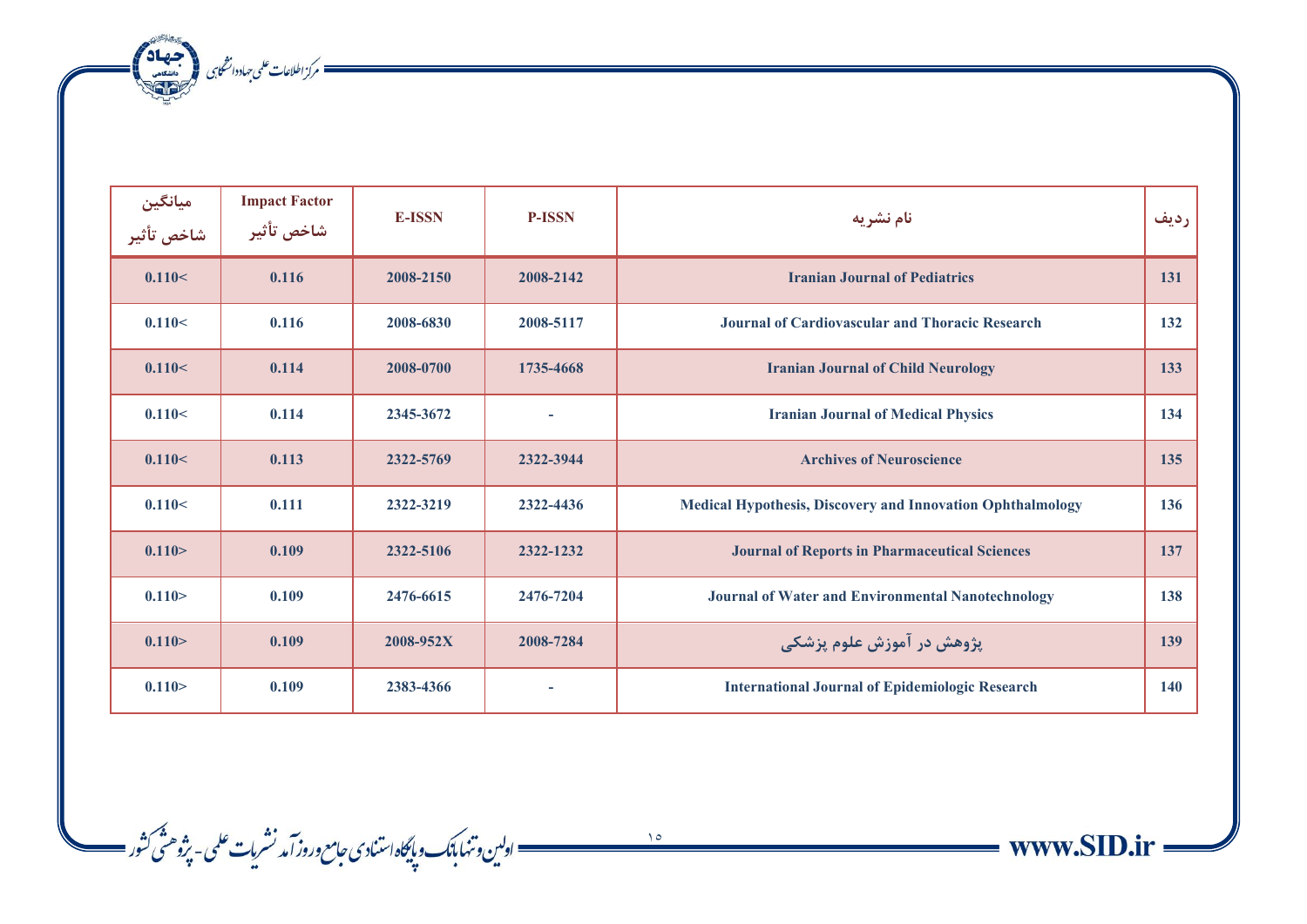| میانگین شاخص تأثیر | Impact Factor شاخص تأثیر | E-ISSN | P-ISSN | نام نشریه | ردیف |
|---|---|---|---|---|---|
| 0.110< | 0.116 | 2008-2150 | 2008-2142 | Iranian Journal of Pediatrics | 131 |
| 0.110< | 0.116 | 2008-6830 | 2008-5117 | Journal of Cardiovascular and Thoracic Research | 132 |
| 0.110< | 0.114 | 2008-0700 | 1735-4668 | Iranian Journal of Child Neurology | 133 |
| 0.110< | 0.114 | 2345-3672 | - | Iranian Journal of Medical Physics | 134 |
| 0.110< | 0.113 | 2322-5769 | 2322-3944 | Archives of Neuroscience | 135 |
| 0.110< | 0.111 | 2322-3219 | 2322-4436 | Medical Hypothesis, Discovery and Innovation Ophthalmology | 136 |
| 0.110> | 0.109 | 2322-5106 | 2322-1232 | Journal of Reports in Pharmaceutical Sciences | 137 |
| 0.110> | 0.109 | 2476-6615 | 2476-7204 | Journal of Water and Environmental Nanotechnology | 138 |
| 0.110> | 0.109 | 2008-952X | 2008-7284 | پژوهش در آموزش علوم پزشکی | 139 |
| 0.110> | 0.109 | 2383-4366 | - | International Journal of Epidemiologic Research | 140 |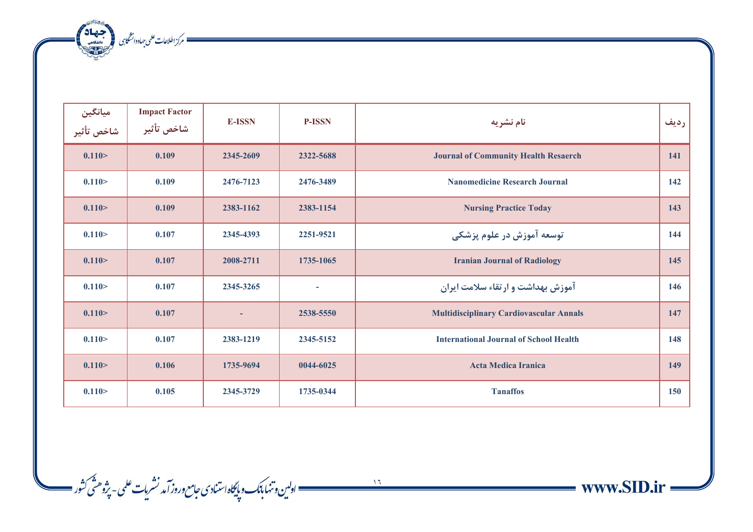| ردیف | نام نشریه | P-ISSN | E-ISSN | Impact Factor شاخص تأثیر | میانگین شاخص تأثیر |
|---|---|---|---|---|---|
| 141 | Journal of Community Health Resaerch | 2322-5688 | 2345-2609 | 0.109 | 0.110> |
| 142 | Nanomedicine Research Journal | 2476-3489 | 2476-7123 | 0.109 | 0.110> |
| 143 | Nursing Practice Today | 2383-1154 | 2383-1162 | 0.109 | 0.110> |
| 144 | توسعه آموزش در علوم پزشکی | 2251-9521 | 2345-4393 | 0.107 | 0.110> |
| 145 | Iranian Journal of Radiology | 1735-1065 | 2008-2711 | 0.107 | 0.110> |
| 146 | آموزش بهداشت و ارتقاء سلامت ایران | - | 2345-3265 | 0.107 | 0.110> |
| 147 | Multidisciplinary Cardiovascular Annals | 2538-5550 | - | 0.107 | 0.110> |
| 148 | International Journal of School Health | 2345-5152 | 2383-1219 | 0.107 | 0.110> |
| 149 | Acta Medica Iranica | 0044-6025 | 1735-9694 | 0.106 | 0.110> |
| 150 | Tanaffos | 1735-0344 | 2345-3729 | 0.105 | 0.110> |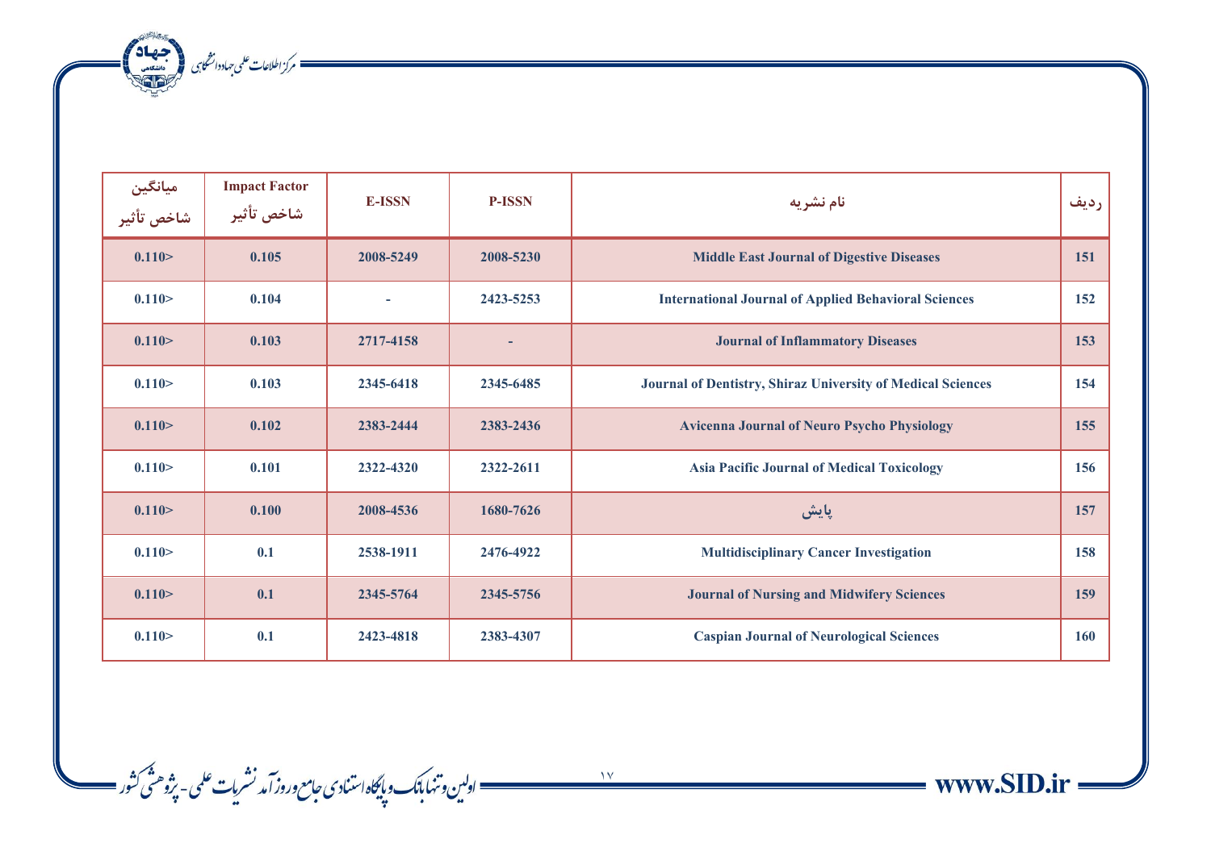| ردیف | نام نشریه | P-ISSN | E-ISSN | Impact Factor شاخص تأثیر | میانگین شاخص تأثیر |
|---|---|---|---|---|---|
| 151 | Middle East Journal of Digestive Diseases | 2008-5230 | 2008-5249 | 0.105 | 0.110> |
| 152 | International Journal of Applied Behavioral Sciences | 2423-5253 | - | 0.104 | 0.110> |
| 153 | Journal of Inflammatory Diseases | - | 2717-4158 | 0.103 | 0.110> |
| 154 | Journal of Dentistry, Shiraz University of Medical Sciences | 2345-6485 | 2345-6418 | 0.103 | 0.110> |
| 155 | Avicenna Journal of Neuro Psycho Physiology | 2383-2436 | 2383-2444 | 0.102 | 0.110> |
| 156 | Asia Pacific Journal of Medical Toxicology | 2322-2611 | 2322-4320 | 0.101 | 0.110> |
| 157 | پایش | 1680-7626 | 2008-4536 | 0.100 | 0.110> |
| 158 | Multidisciplinary Cancer Investigation | 2476-4922 | 2538-1911 | 0.1 | 0.110> |
| 159 | Journal of Nursing and Midwifery Sciences | 2345-5756 | 2345-5764 | 0.1 | 0.110> |
| 160 | Caspian Journal of Neurological Sciences | 2383-4307 | 2423-4818 | 0.1 | 0.110> |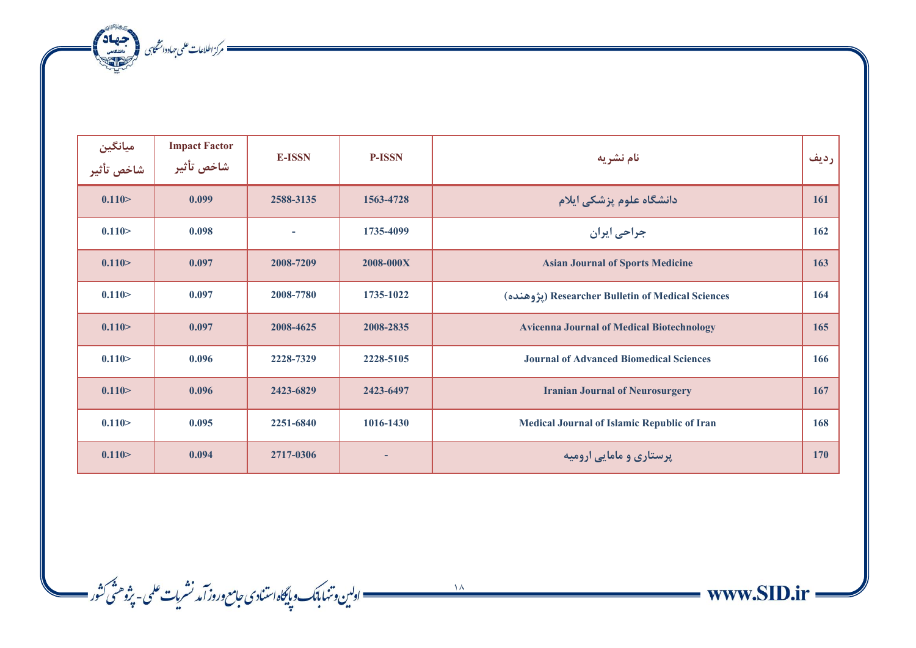| ردیف | نام نشریه | P-ISSN | E-ISSN | Impact Factor شاخص تأثیر | میانگین شاخص تأثیر |
|---|---|---|---|---|---|
| 161 | دانشگاه علوم پزشکی ایلام | 1563-4728 | 2588-3135 | 0.099 | 0.110> |
| 162 | جراحی ایران | 1735-4099 | - | 0.098 | 0.110> |
| 163 | Asian Journal of Sports Medicine | 2008-000X | 2008-7209 | 0.097 | 0.110> |
| 164 | Researcher Bulletin of Medical Sciences (پژوهنده) | 1735-1022 | 2008-7780 | 0.097 | 0.110> |
| 165 | Avicenna Journal of Medical Biotechnology | 2008-2835 | 2008-4625 | 0.097 | 0.110> |
| 166 | Journal of Advanced Biomedical Sciences | 2228-5105 | 2228-7329 | 0.096 | 0.110> |
| 167 | Iranian Journal of Neurosurgery | 2423-6497 | 2423-6829 | 0.096 | 0.110> |
| 168 | Medical Journal of Islamic Republic of Iran | 1016-1430 | 2251-6840 | 0.095 | 0.110> |
| 170 | پرستاری و مامایی ارومیه | - | 2717-0306 | 0.094 | 0.110> |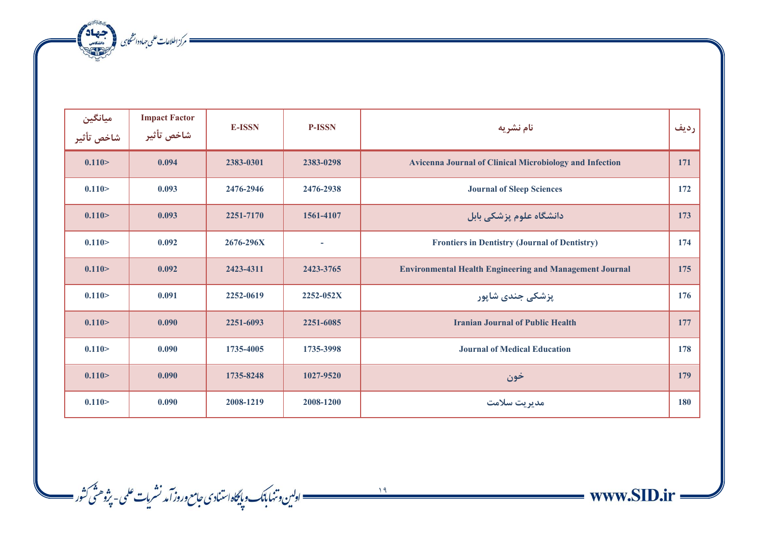| میانگین شاخص تأثیر | Impact Factor شاخص تأثیر | E-ISSN | P-ISSN | نام نشریه | ردیف |
|---|---|---|---|---|---|
| 0.110> | 0.094 | 2383-0301 | 2383-0298 | Avicenna Journal of Clinical Microbiology and Infection | 171 |
| 0.110> | 0.093 | 2476-2946 | 2476-2938 | Journal of Sleep Sciences | 172 |
| 0.110> | 0.093 | 2251-7170 | 1561-4107 | دانشگاه علوم پزشکی بابل | 173 |
| 0.110> | 0.092 | 2676-296X | - | Frontiers in Dentistry (Journal of Dentistry) | 174 |
| 0.110> | 0.092 | 2423-4311 | 2423-3765 | Environmental Health Engineering and Management Journal | 175 |
| 0.110> | 0.091 | 2252-0619 | 2252-052X | پزشکی جندی شاپور | 176 |
| 0.110> | 0.090 | 2251-6093 | 2251-6085 | Iranian Journal of Public Health | 177 |
| 0.110> | 0.090 | 1735-4005 | 1735-3998 | Journal of Medical Education | 178 |
| 0.110> | 0.090 | 1735-8248 | 1027-9520 | خون | 179 |
| 0.110> | 0.090 | 2008-1219 | 2008-1200 | مدیریت سلامت | 180 |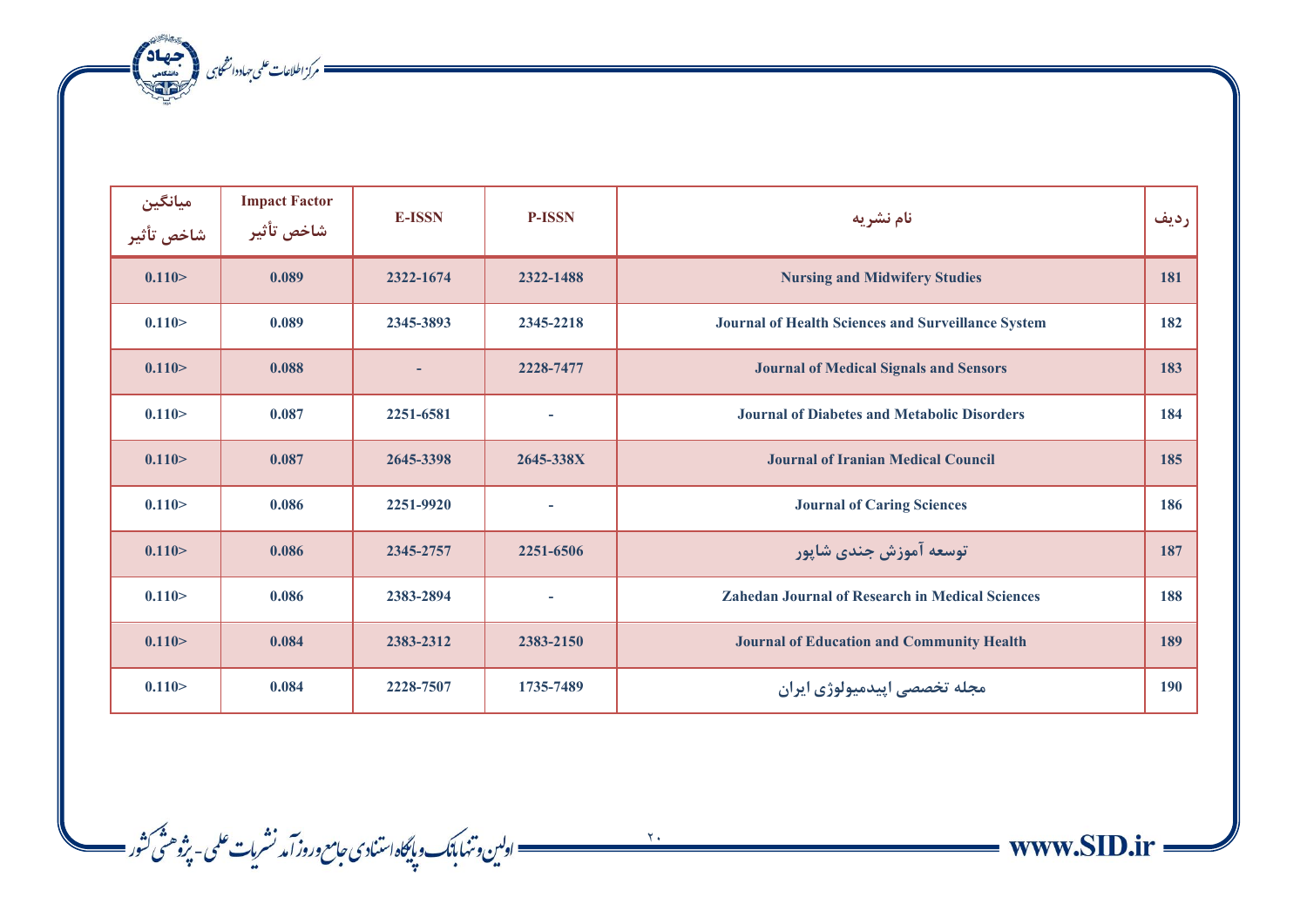| ردیف | نام نشریه | P-ISSN | E-ISSN | Impact Factor شاخص تأثیر | میانگین شاخص تأثیر |
|---|---|---|---|---|---|
| 181 | Nursing and Midwifery Studies | 2322-1488 | 2322-1674 | 0.089 | 0.110> |
| 182 | Journal of Health Sciences and Surveillance System | 2345-2218 | 2345-3893 | 0.089 | 0.110> |
| 183 | Journal of Medical Signals and Sensors | 2228-7477 | - | 0.088 | 0.110> |
| 184 | Journal of Diabetes and Metabolic Disorders | - | 2251-6581 | 0.087 | 0.110> |
| 185 | Journal of Iranian Medical Council | 2645-338X | 2645-3398 | 0.087 | 0.110> |
| 186 | Journal of Caring Sciences | - | 2251-9920 | 0.086 | 0.110> |
| 187 | توسعه آموزش جندی شاپور | 2251-6506 | 2345-2757 | 0.086 | 0.110> |
| 188 | Zahedan Journal of Research in Medical Sciences | - | 2383-2894 | 0.086 | 0.110> |
| 189 | Journal of Education and Community Health | 2383-2150 | 2383-2312 | 0.084 | 0.110> |
| 190 | مجله تخصصی اپیدمیولوژی ایران | 1735-7489 | 2228-7507 | 0.084 | 0.110> |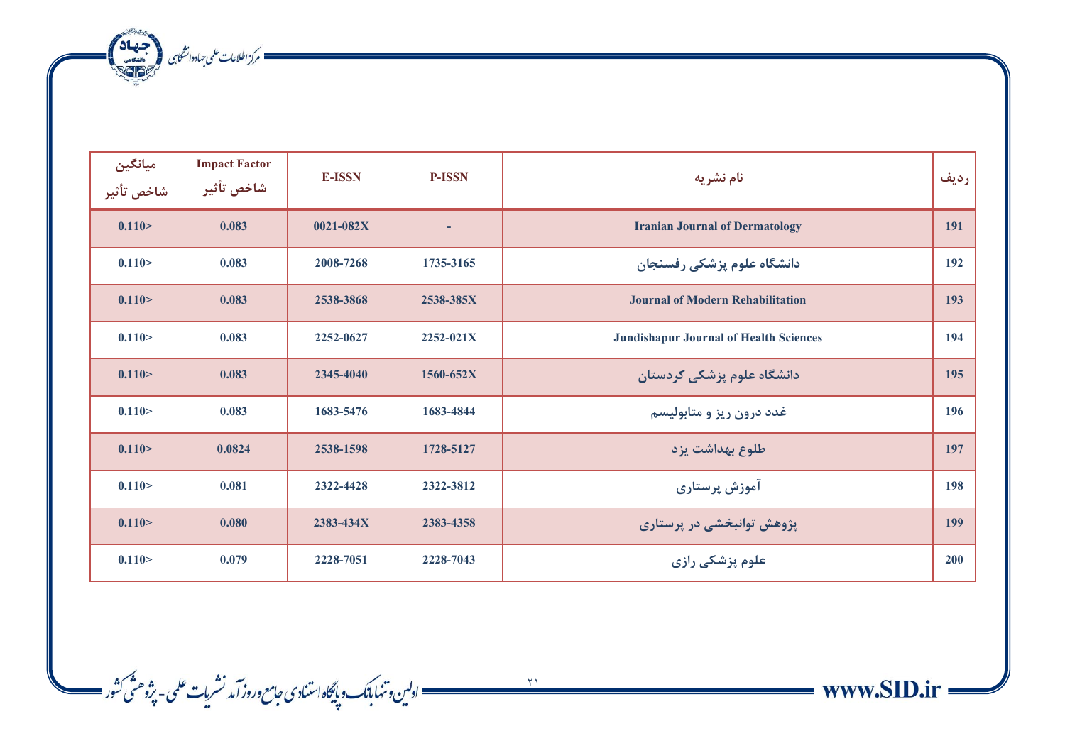| ردیف | نام نشریه | P-ISSN | E-ISSN | Impact Factor شاخص تأثیر | میانگین شاخص تأثیر |
|---|---|---|---|---|---|
| 191 | Iranian Journal of Dermatology | - | 0021-082X | 0.083 | 0.110> |
| 192 | دانشگاه علوم پزشکی رفسنجان | 1735-3165 | 2008-7268 | 0.083 | 0.110> |
| 193 | Journal of Modern Rehabilitation | 2538-385X | 2538-3868 | 0.083 | 0.110> |
| 194 | Jundishapur Journal of Health Sciences | 2252-021X | 2252-0627 | 0.083 | 0.110> |
| 195 | دانشگاه علوم پزشکی کردستان | 1560-652X | 2345-4040 | 0.083 | 0.110> |
| 196 | غدد درون ریز و متابولیسم | 1683-4844 | 1683-5476 | 0.083 | 0.110> |
| 197 | طلوع بهداشت یزد | 1728-5127 | 2538-1598 | 0.0824 | 0.110> |
| 198 | آموزش پرستاری | 2322-3812 | 2322-4428 | 0.081 | 0.110> |
| 199 | پژوهش توانبخشی در پرستاری | 2383-4358 | 2383-434X | 0.080 | 0.110> |
| 200 | علوم پزشکی رازی | 2228-7043 | 2228-7051 | 0.079 | 0.110> |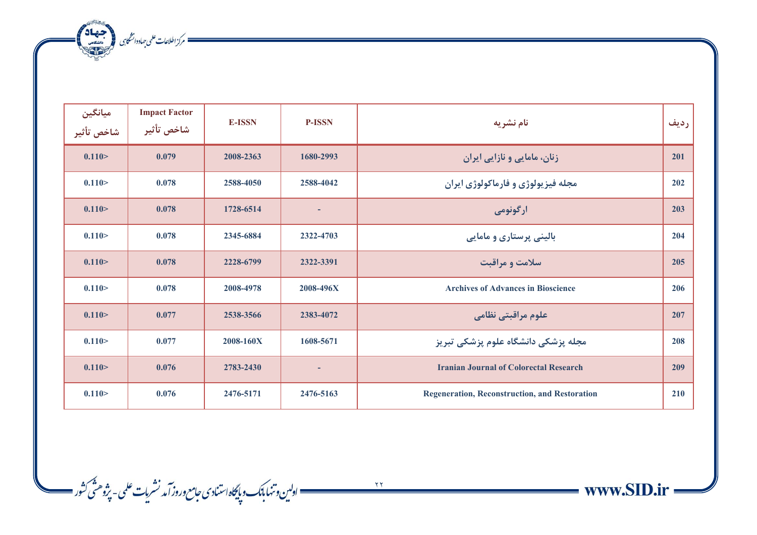| ردیف | نام نشریه | P-ISSN | E-ISSN | Impact Factor شاخص تأثیر | میانگین شاخص تأثیر |
|---|---|---|---|---|---|
| 201 | زنان، مامایی و نازایی ایران | 1680-2993 | 2008-2363 | 0.079 | 0.110> |
| 202 | مجله فیزیولوژی و فارماکولوژی ایران | 2588-4042 | 2588-4050 | 0.078 | 0.110> |
| 203 | ارگونومی | - | 1728-6514 | 0.078 | 0.110> |
| 204 | بالینی پرستاری و مامایی | 2322-4703 | 2345-6884 | 0.078 | 0.110> |
| 205 | سلامت و مراقبت | 2322-3391 | 2228-6799 | 0.078 | 0.110> |
| 206 | Archives of Advances in Bioscience | 2008-496X | 2008-4978 | 0.078 | 0.110> |
| 207 | علوم مراقبتی نظامی | 2383-4072 | 2538-3566 | 0.077 | 0.110> |
| 208 | مجله پزشکی دانشگاه علوم پزشکی تبریز | 1608-5671 | 2008-160X | 0.077 | 0.110> |
| 209 | Iranian Journal of Colorectal Research | - | 2783-2430 | 0.076 | 0.110> |
| 210 | Regeneration, Reconstruction, and Restoration | 2476-5163 | 2476-5171 | 0.076 | 0.110> |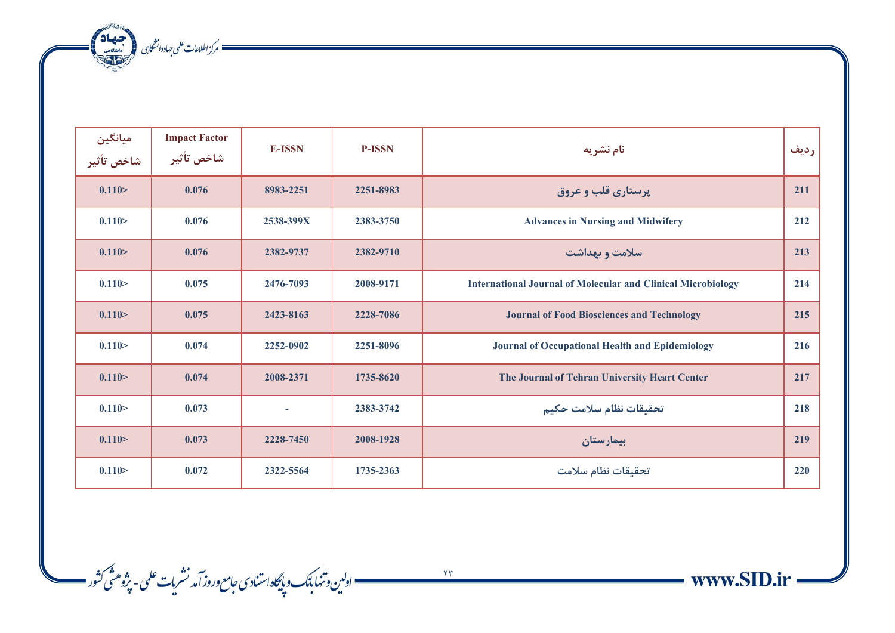| ردیف | نام نشریه | P-ISSN | E-ISSN | Impact Factor شاخص تأثیر | میانگین شاخص تأثیر |
|---|---|---|---|---|---|
| 211 | پرستاری قلب و عروق | 2251-8983 | 8983-2251 | 0.076 | 0.110> |
| 212 | Advances in Nursing and Midwifery | 2383-3750 | 2538-399X | 0.076 | 0.110> |
| 213 | سلامت و بهداشت | 2382-9710 | 2382-9737 | 0.076 | 0.110> |
| 214 | International Journal of Molecular and Clinical Microbiology | 2008-9171 | 2476-7093 | 0.075 | 0.110> |
| 215 | Journal of Food Biosciences and Technology | 2228-7086 | 2423-8163 | 0.075 | 0.110> |
| 216 | Journal of Occupational Health and Epidemiology | 2251-8096 | 2252-0902 | 0.074 | 0.110> |
| 217 | The Journal of Tehran University Heart Center | 1735-8620 | 2008-2371 | 0.074 | 0.110> |
| 218 | تحقیقات نظام سلامت حکیم | 2383-3742 | - | 0.073 | 0.110> |
| 219 | بیمارستان | 2008-1928 | 2228-7450 | 0.073 | 0.110> |
| 220 | تحقیقات نظام سلامت | 1735-2363 | 2322-5564 | 0.072 | 0.110> |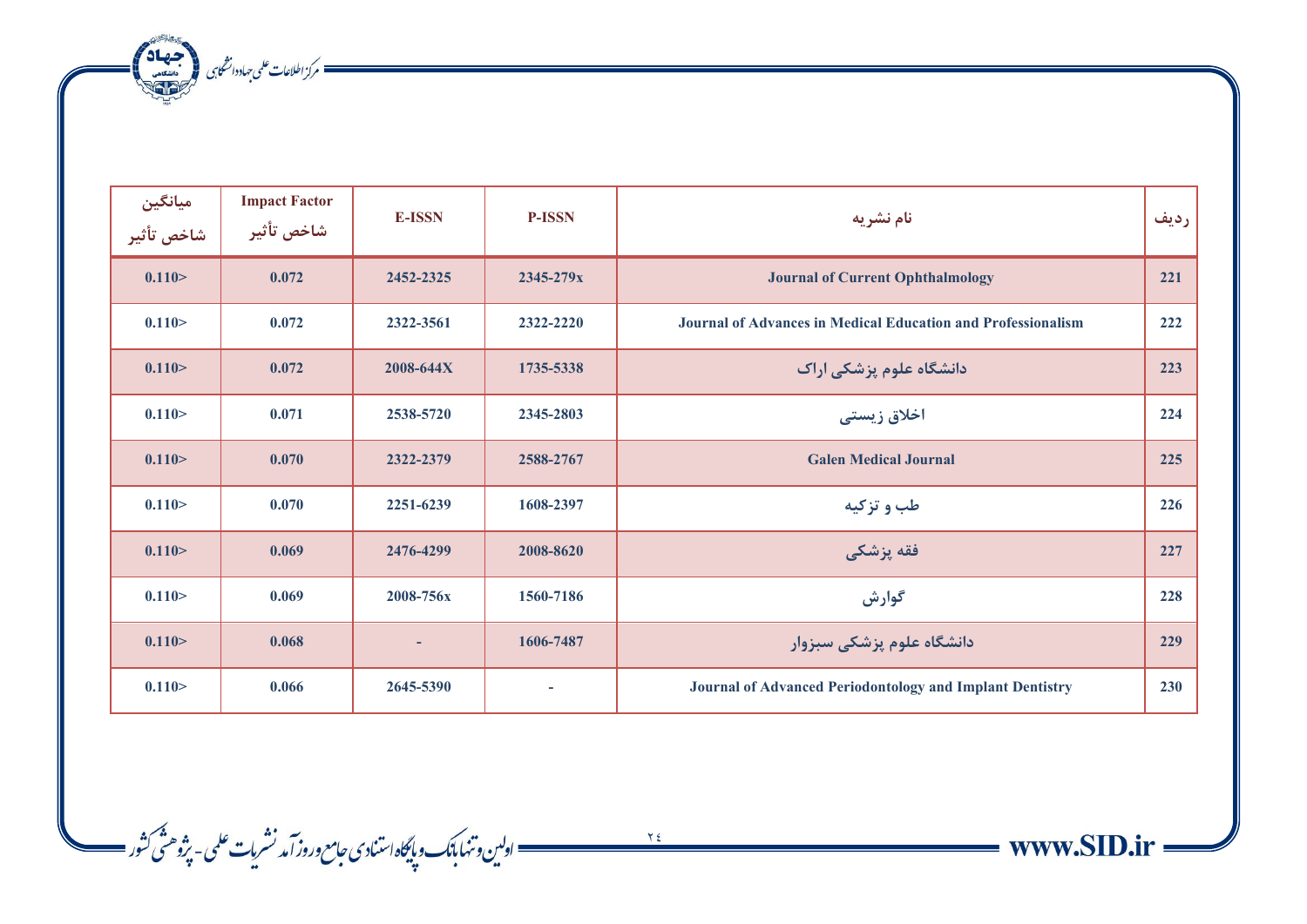| میانگین شاخص تأثیر | Impact Factor شاخص تأثیر | E-ISSN | P-ISSN | نام نشریه | ردیف |
|---|---|---|---|---|---|
| 0.110> | 0.072 | 2452-2325 | 2345-279x | Journal of Current Ophthalmology | 221 |
| 0.110> | 0.072 | 2322-3561 | 2322-2220 | Journal of Advances in Medical Education and Professionalism | 222 |
| 0.110> | 0.072 | 2008-644X | 1735-5338 | دانشگاه علوم پزشکی اراک | 223 |
| 0.110> | 0.071 | 2538-5720 | 2345-2803 | اخلاق زیستی | 224 |
| 0.110> | 0.070 | 2322-2379 | 2588-2767 | Galen Medical Journal | 225 |
| 0.110> | 0.070 | 2251-6239 | 1608-2397 | طب و تزکیه | 226 |
| 0.110> | 0.069 | 2476-4299 | 2008-8620 | فقه پزشکی | 227 |
| 0.110> | 0.069 | 2008-756x | 1560-7186 | گوارش | 228 |
| 0.110> | 0.068 | - | 1606-7487 | دانشگاه علوم پزشکی سبزوار | 229 |
| 0.110> | 0.066 | 2645-5390 | - | Journal of Advanced Periodontology and Implant Dentistry | 230 |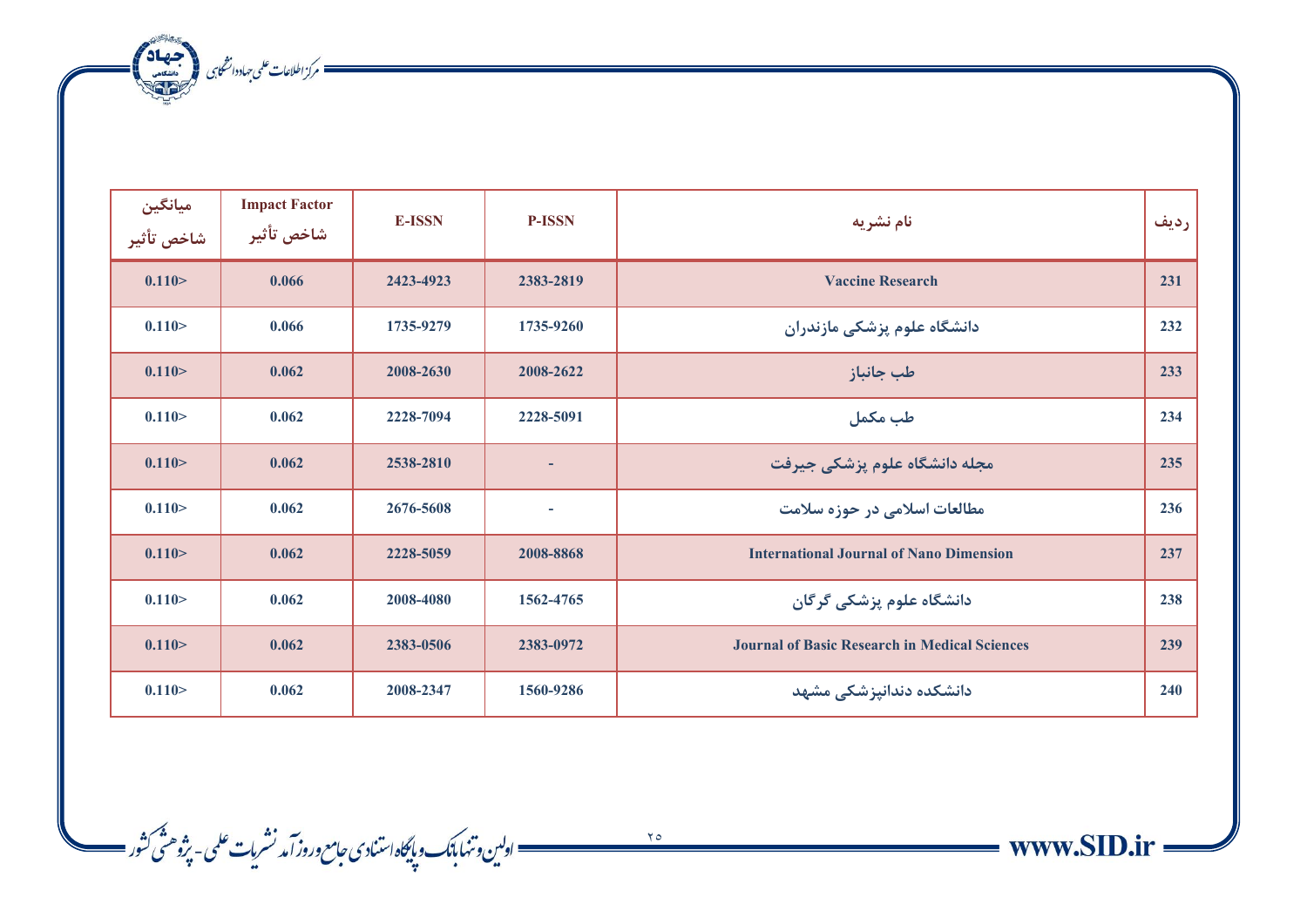| ردیف | نام نشریه | P-ISSN | E-ISSN | Impact Factor شاخص تأثیر | میانگین شاخص تأثیر |
|---|---|---|---|---|---|
| 231 | Vaccine Research | 2383-2819 | 2423-4923 | 0.066 | 0.110> |
| 232 | دانشگاه علوم پزشکی مازندران | 1735-9260 | 1735-9279 | 0.066 | 0.110> |
| 233 | طب جانباز | 2008-2622 | 2008-2630 | 0.062 | 0.110> |
| 234 | طب مکمل | 2228-5091 | 2228-7094 | 0.062 | 0.110> |
| 235 | مجله دانشگاه علوم پزشکی جیرفت | - | 2538-2810 | 0.062 | 0.110> |
| 236 | مطالعات اسلامی در حوزه سلامت | - | 2676-5608 | 0.062 | 0.110> |
| 237 | International Journal of Nano Dimension | 2008-8868 | 2228-5059 | 0.062 | 0.110> |
| 238 | دانشگاه علوم پزشکی گرگان | 1562-4765 | 2008-4080 | 0.062 | 0.110> |
| 239 | Journal of Basic Research in Medical Sciences | 2383-0972 | 2383-0506 | 0.062 | 0.110> |
| 240 | دانشکده دندانپزشکی مشهد | 1560-9286 | 2008-2347 | 0.062 | 0.110> |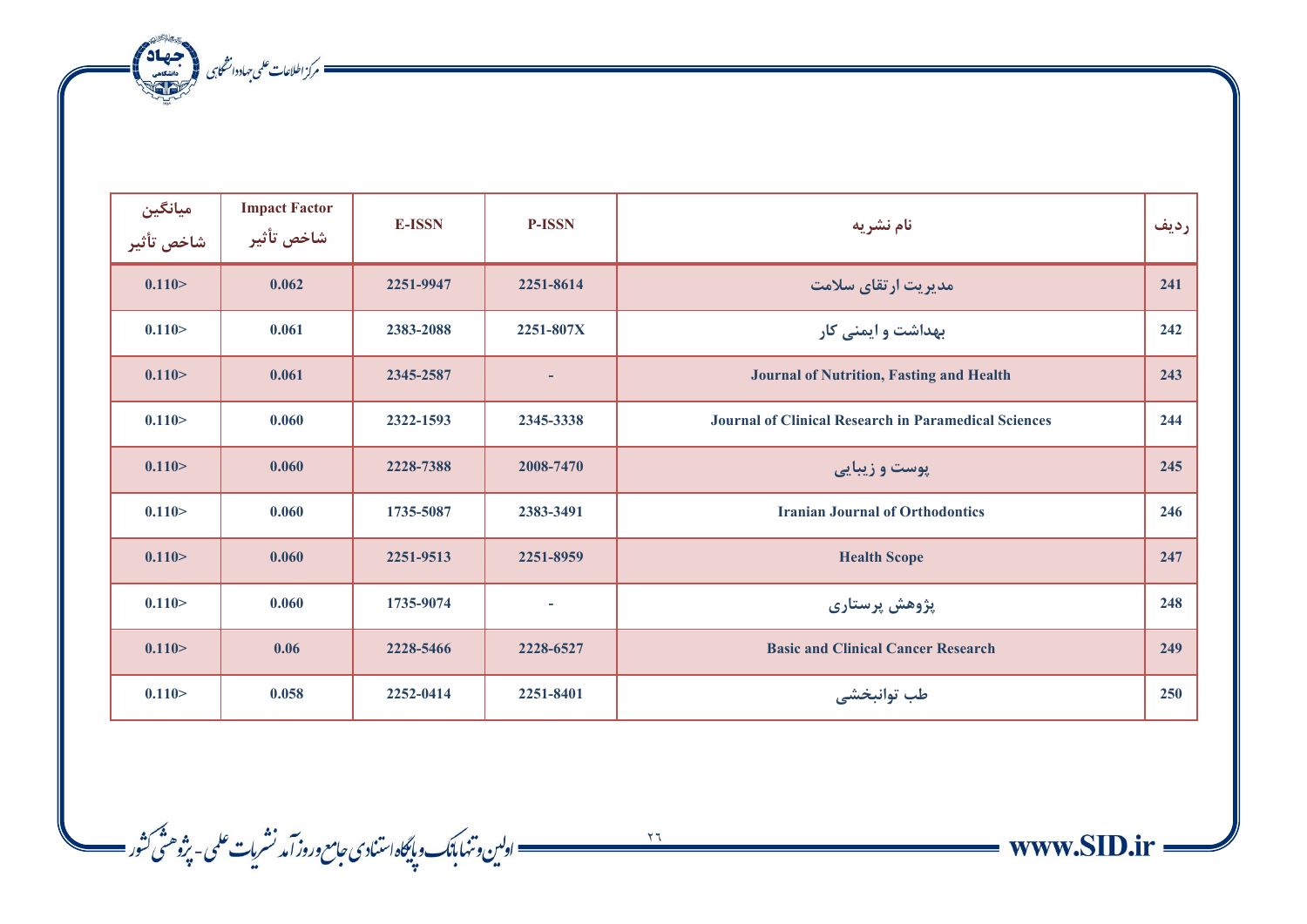| ردیف | نام نشریه | P-ISSN | E-ISSN | Impact Factor شاخص تأثیر | میانگین شاخص تأثیر |
|---|---|---|---|---|---|
| 241 | مدیریت ارتقای سلامت | 2251-8614 | 2251-9947 | 0.062 | 0.110> |
| 242 | بهداشت و ایمنی کار | 2251-807X | 2383-2088 | 0.061 | 0.110> |
| 243 | Journal of Nutrition, Fasting and Health | - | 2345-2587 | 0.061 | 0.110> |
| 244 | Journal of Clinical Research in Paramedical Sciences | 2345-3338 | 2322-1593 | 0.060 | 0.110> |
| 245 | پوست و زیبایی | 2008-7470 | 2228-7388 | 0.060 | 0.110> |
| 246 | Iranian Journal of Orthodontics | 2383-3491 | 1735-5087 | 0.060 | 0.110> |
| 247 | Health Scope | 2251-8959 | 2251-9513 | 0.060 | 0.110> |
| 248 | پژوهش پرستاری | - | 1735-9074 | 0.060 | 0.110> |
| 249 | Basic and Clinical Cancer Research | 2228-6527 | 2228-5466 | 0.06 | 0.110> |
| 250 | طب توانبخشی | 2251-8401 | 2252-0414 | 0.058 | 0.110> |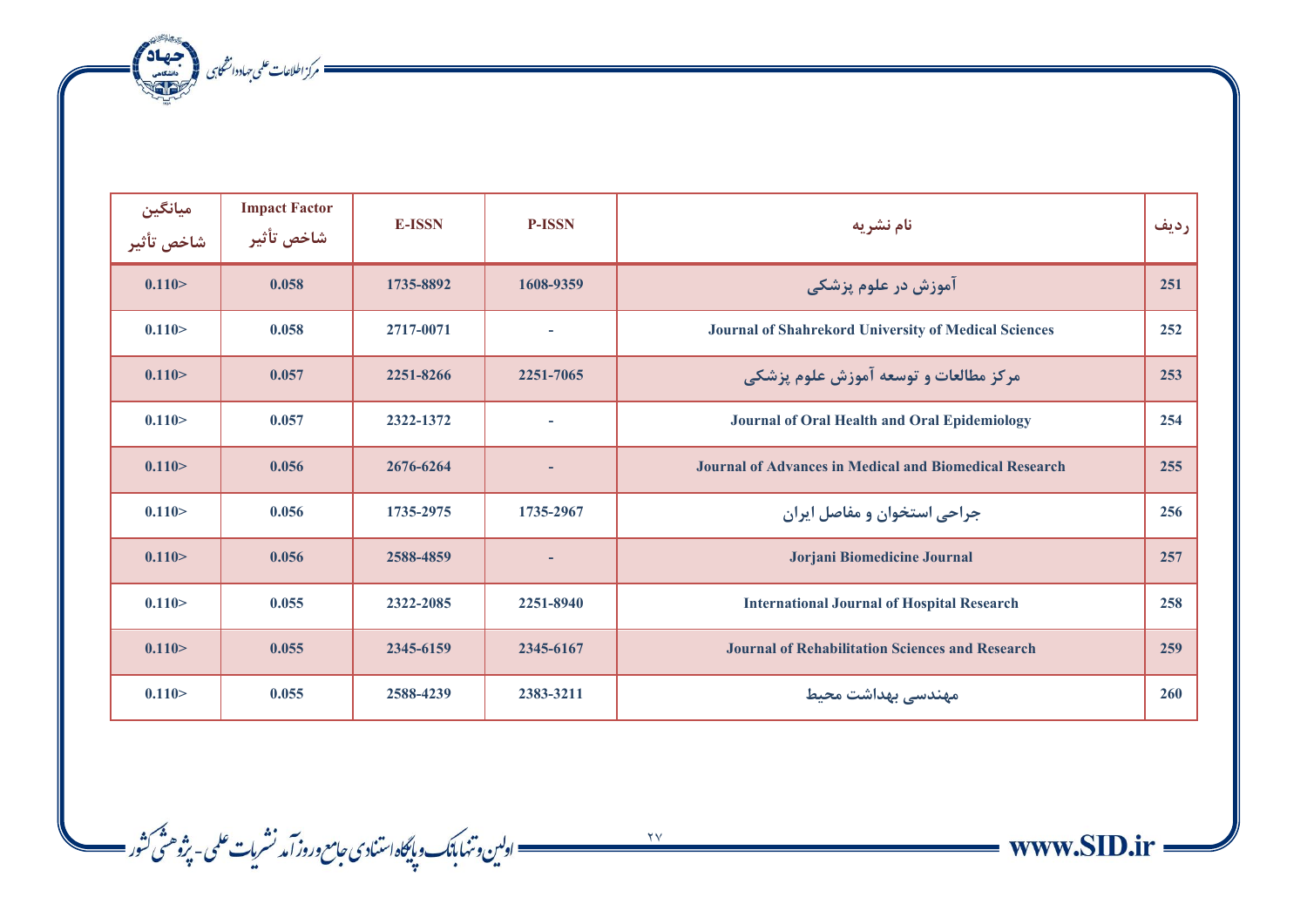| میانگین شاخص تأثیر | Impact Factor شاخص تأثیر | E-ISSN | P-ISSN | نام نشریه | ردیف |
|---|---|---|---|---|---|
| 0.110> | 0.058 | 1735-8892 | 1608-9359 | آموزش در علوم پزشکی | 251 |
| 0.110> | 0.058 | 2717-0071 | - | Journal of Shahrekord University of Medical Sciences | 252 |
| 0.110> | 0.057 | 2251-8266 | 2251-7065 | مرکز مطالعات و توسعه آموزش علوم پزشکی | 253 |
| 0.110> | 0.057 | 2322-1372 | - | Journal of Oral Health and Oral Epidemiology | 254 |
| 0.110> | 0.056 | 2676-6264 | - | Journal of Advances in Medical and Biomedical Research | 255 |
| 0.110> | 0.056 | 1735-2975 | 1735-2967 | جراحی استخوان و مفاصل ایران | 256 |
| 0.110> | 0.056 | 2588-4859 | - | Jorjani Biomedicine Journal | 257 |
| 0.110> | 0.055 | 2322-2085 | 2251-8940 | International Journal of Hospital Research | 258 |
| 0.110> | 0.055 | 2345-6159 | 2345-6167 | Journal of Rehabilitation Sciences and Research | 259 |
| 0.110> | 0.055 | 2588-4239 | 2383-3211 | مهندسی بهداشت محیط | 260 |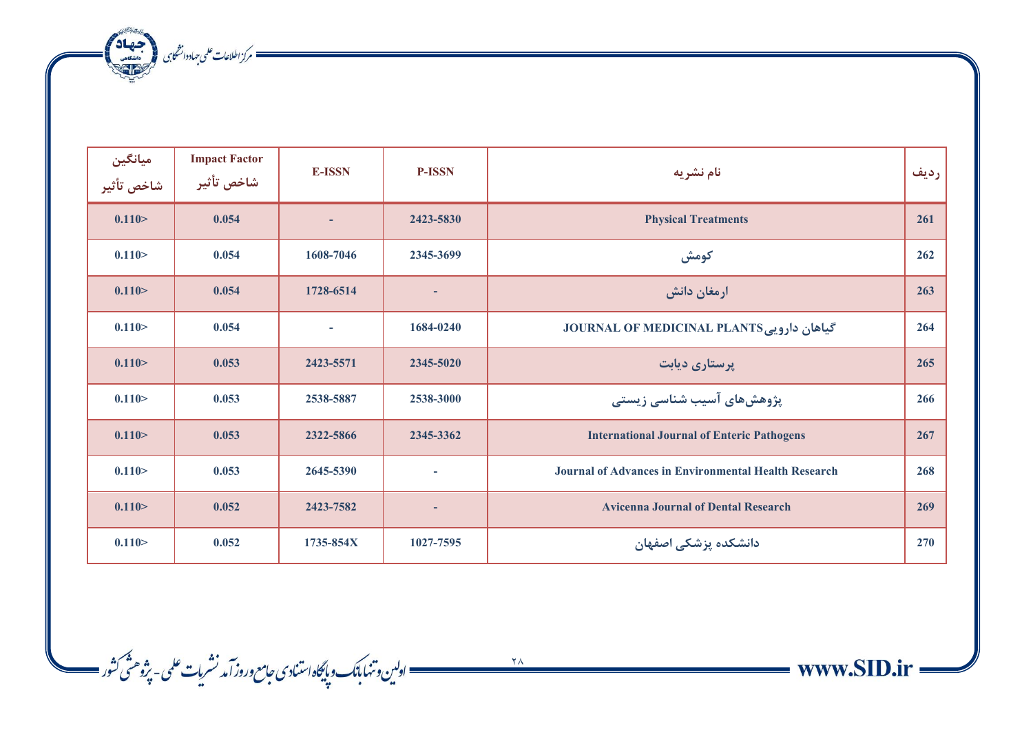| میانگین شاخص تأثیر | Impact Factor شاخص تأثیر | E-ISSN | P-ISSN | نام نشریه | ردیف |
|---|---|---|---|---|---|
| 0.110> | 0.054 | - | 2423-5830 | Physical Treatments | 261 |
| 0.110> | 0.054 | 1608-7046 | 2345-3699 | کومش | 262 |
| 0.110> | 0.054 | 1728-6514 | - | ارمغان دانش | 263 |
| 0.110> | 0.054 | - | 1684-0240 | JOURNAL OF MEDICINAL PLANTS گیاهان دارویی | 264 |
| 0.110> | 0.053 | 2423-5571 | 2345-5020 | پرستاری دیابت | 265 |
| 0.110> | 0.053 | 2538-5887 | 2538-3000 | پژوهش‌های آسیب شناسی زیستی | 266 |
| 0.110> | 0.053 | 2322-5866 | 2345-3362 | International Journal of Enteric Pathogens | 267 |
| 0.110> | 0.053 | 2645-5390 | - | Journal of Advances in Environmental Health Research | 268 |
| 0.110> | 0.052 | 2423-7582 | - | Avicenna Journal of Dental Research | 269 |
| 0.110> | 0.052 | 1735-854X | 1027-7595 | دانشکده پزشکی اصفهان | 270 |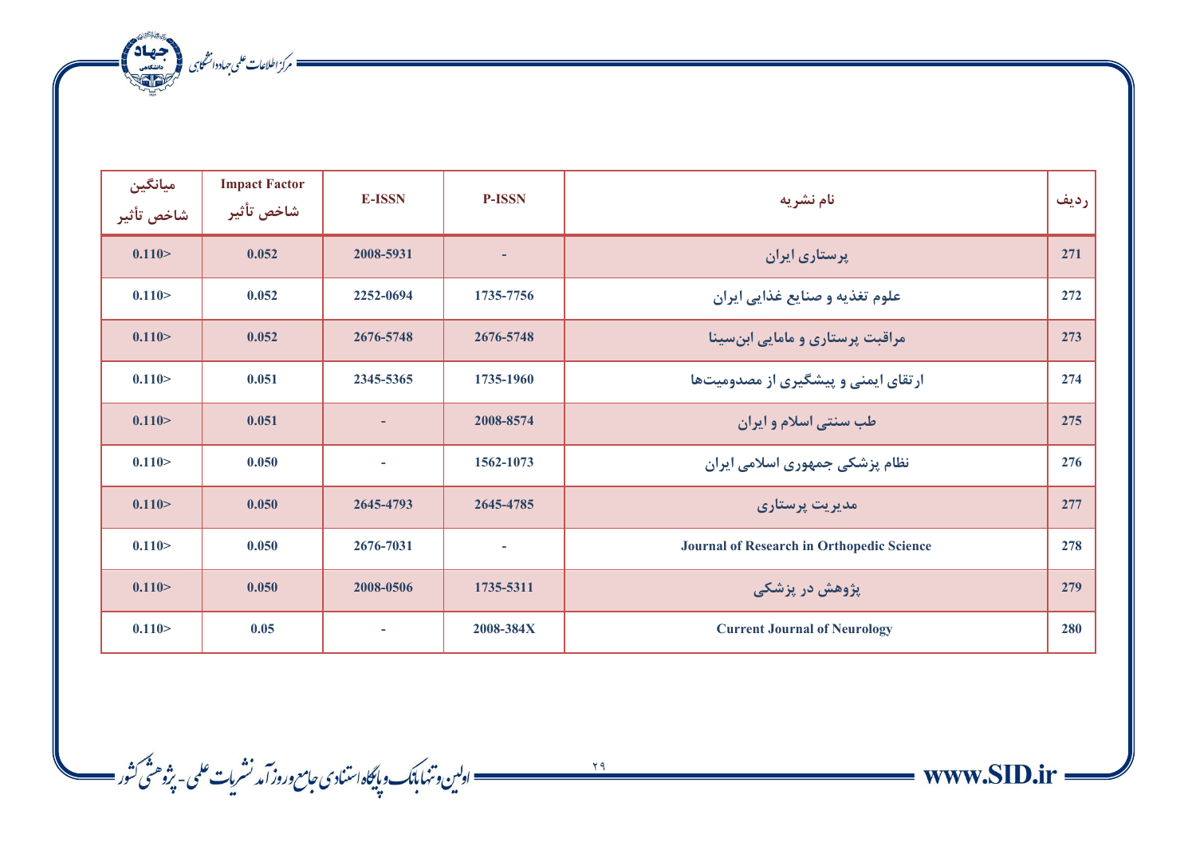| ردیف | نام نشریه | P-ISSN | E-ISSN | Impact Factor شاخص تأثیر | میانگین شاخص تأثیر |
|---|---|---|---|---|---|
| 271 | پرستاری ایران | - | 2008-5931 | 0.052 | 0.110> |
| 272 | علوم تغذیه و صنایع غذایی ایران | 1735-7756 | 2252-0694 | 0.052 | 0.110> |
| 273 | مراقبت پرستاری و مامایی ابن‌سینا | 2676-5748 | 2676-5748 | 0.052 | 0.110> |
| 274 | ارتقای ایمنی و پیشگیری از مصدومیت‌ها | 1735-1960 | 2345-5365 | 0.051 | 0.110> |
| 275 | طب سنتی اسلام و ایران | 2008-8574 | - | 0.051 | 0.110> |
| 276 | نظام پزشکی جمهوری اسلامی ایران | 1562-1073 | - | 0.050 | 0.110> |
| 277 | مدیریت پرستاری | 2645-4785 | 2645-4793 | 0.050 | 0.110> |
| 278 | Journal of Research in Orthopedic Science | - | 2676-7031 | 0.050 | 0.110> |
| 279 | پژوهش در پزشکی | 1735-5311 | 2008-0506 | 0.050 | 0.110> |
| 280 | Current Journal of Neurology | 2008-384X | - | 0.05 | 0.110> |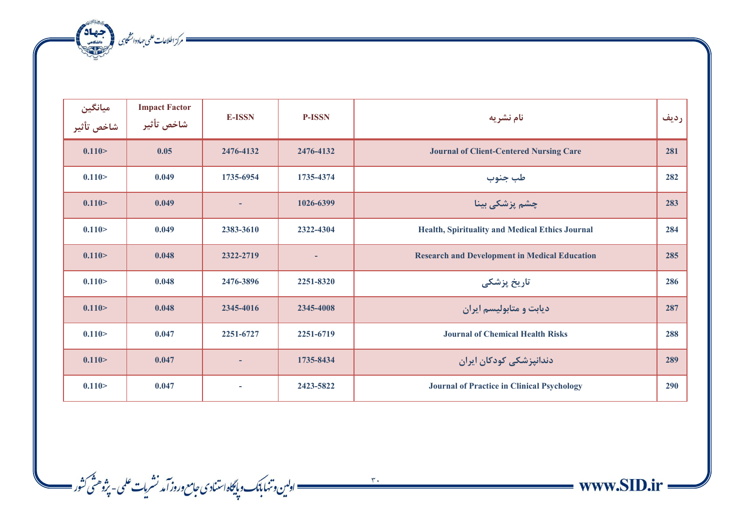| ردیف | نام نشریه | P-ISSN | E-ISSN | Impact Factor شاخص تأثیر | میانگین شاخص تأثیر |
|---|---|---|---|---|---|
| 281 | Journal of Client-Centered Nursing Care | 2476-4132 | 2476-4132 | 0.05 | 0.110> |
| 282 | طب جنوب | 1735-4374 | 1735-6954 | 0.049 | 0.110> |
| 283 | چشم پزشکی بینا | 1026-6399 | - | 0.049 | 0.110> |
| 284 | Health, Spirituality and Medical Ethics Journal | 2322-4304 | 2383-3610 | 0.049 | 0.110> |
| 285 | Research and Development in Medical Education | - | 2322-2719 | 0.048 | 0.110> |
| 286 | تاریخ پزشکی | 2251-8320 | 2476-3896 | 0.048 | 0.110> |
| 287 | دیابت و متابولیسم ایران | 2345-4008 | 2345-4016 | 0.048 | 0.110> |
| 288 | Journal of Chemical Health Risks | 2251-6719 | 2251-6727 | 0.047 | 0.110> |
| 289 | دندانپزشکی کودکان ایران | 1735-8434 | - | 0.047 | 0.110> |
| 290 | Journal of Practice in Clinical Psychology | 2423-5822 | - | 0.047 | 0.110> |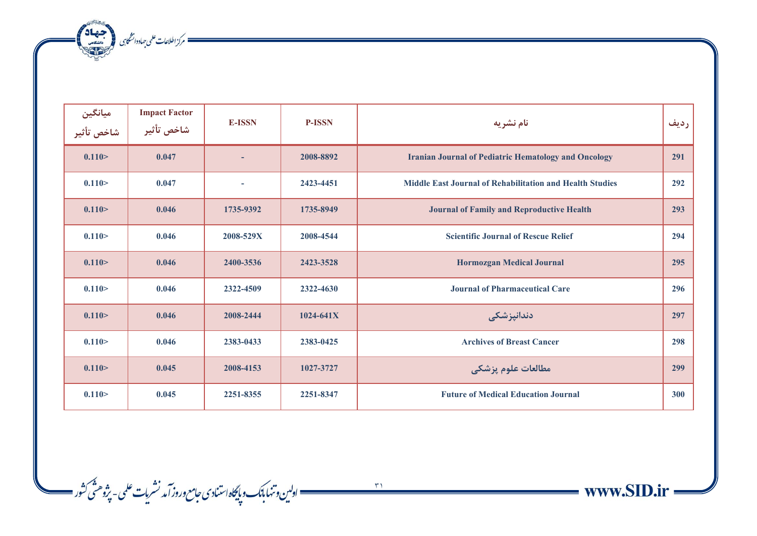| میانگین شاخص تأثیر | Impact Factor شاخص تأثیر | E-ISSN | P-ISSN | نام نشریه | ردیف |
|---|---|---|---|---|---|
| 0.110> | 0.047 | - | 2008-8892 | Iranian Journal of Pediatric Hematology and Oncology | 291 |
| 0.110> | 0.047 | - | 2423-4451 | Middle East Journal of Rehabilitation and Health Studies | 292 |
| 0.110> | 0.046 | 1735-9392 | 1735-8949 | Journal of Family and Reproductive Health | 293 |
| 0.110> | 0.046 | 2008-529X | 2008-4544 | Scientific Journal of Rescue Relief | 294 |
| 0.110> | 0.046 | 2400-3536 | 2423-3528 | Hormozgan Medical Journal | 295 |
| 0.110> | 0.046 | 2322-4509 | 2322-4630 | Journal of Pharmaceutical Care | 296 |
| 0.110> | 0.046 | 2008-2444 | 1024-641X | دندانپزشکی | 297 |
| 0.110> | 0.046 | 2383-0433 | 2383-0425 | Archives of Breast Cancer | 298 |
| 0.110> | 0.045 | 2008-4153 | 1027-3727 | مطالعات علوم پزشکی | 299 |
| 0.110> | 0.045 | 2251-8355 | 2251-8347 | Future of Medical Education Journal | 300 |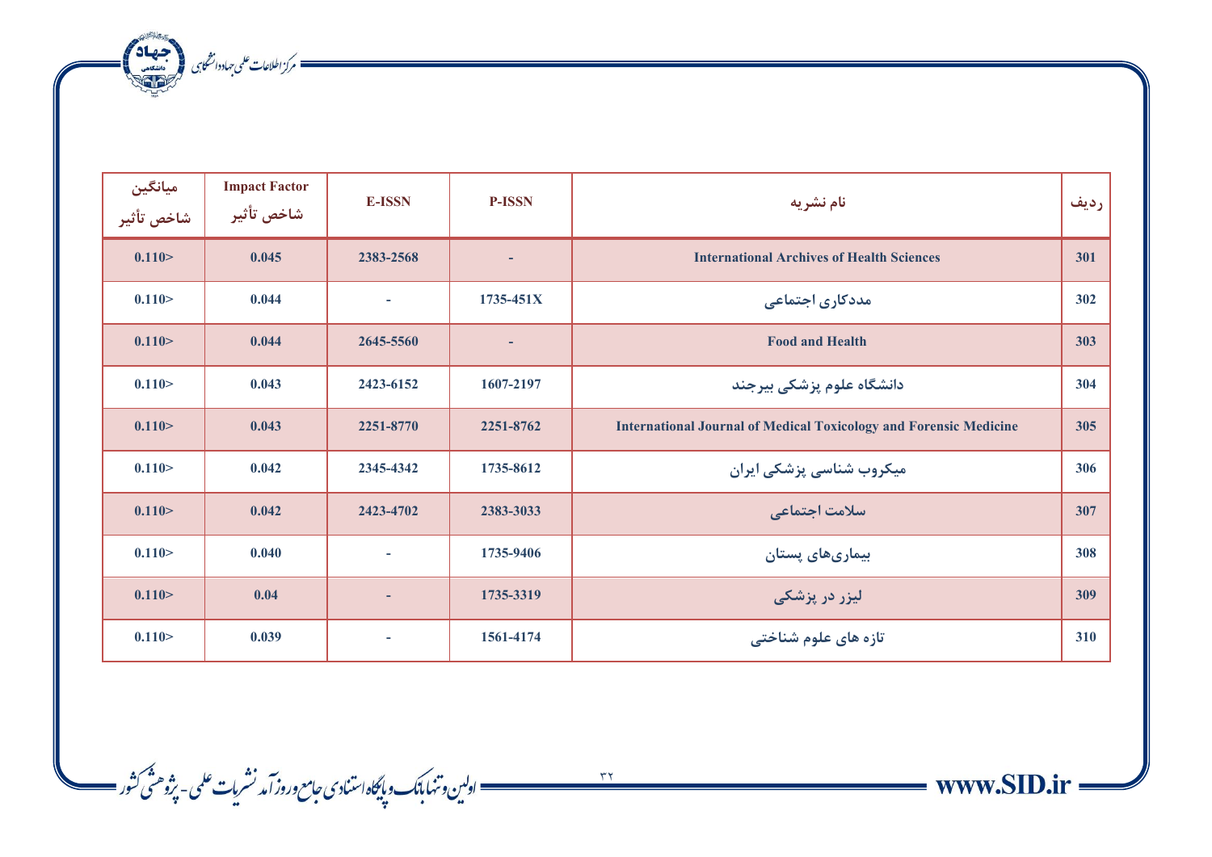| ردیف | نام نشریه | P-ISSN | E-ISSN | Impact Factor شاخص تأثیر | میانگین شاخص تأثیر |
|---|---|---|---|---|---|
| 301 | International Archives of Health Sciences | - | 2383-2568 | 0.045 | 0.110> |
| 302 | مددکاری اجتماعی | 1735-451X | - | 0.044 | 0.110> |
| 303 | Food and Health | - | 2645-5560 | 0.044 | 0.110> |
| 304 | دانشگاه علوم پزشکی بیرجند | 1607-2197 | 2423-6152 | 0.043 | 0.110> |
| 305 | International Journal of Medical Toxicology and Forensic Medicine | 2251-8762 | 2251-8770 | 0.043 | 0.110> |
| 306 | میکروب شناسی پزشکی ایران | 1735-8612 | 2345-4342 | 0.042 | 0.110> |
| 307 | سلامت اجتماعی | 2383-3033 | 2423-4702 | 0.042 | 0.110> |
| 308 | بیماری‌های پستان | 1735-9406 | - | 0.040 | 0.110> |
| 309 | لیزر در پزشکی | 1735-3319 | - | 0.04 | 0.110> |
| 310 | تازه های علوم شناختی | 1561-4174 | - | 0.039 | 0.110> |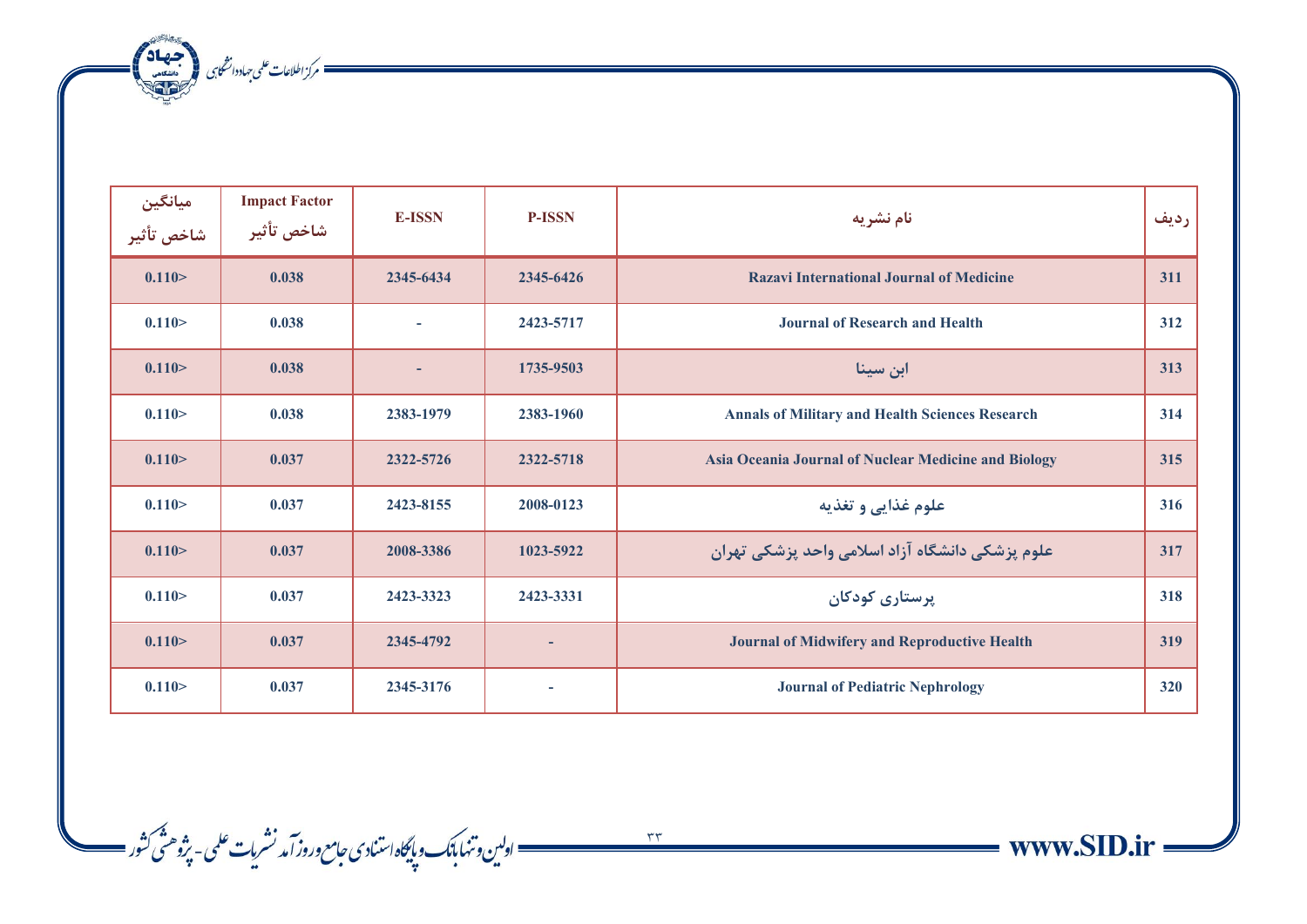| ردیف | نام نشریه | P-ISSN | E-ISSN | Impact Factor شاخص تأثیر | میانگین شاخص تأثیر |
|---|---|---|---|---|---|
| 311 | Razavi International Journal of Medicine | 2345-6426 | 2345-6434 | 0.038 | 0.110> |
| 312 | Journal of Research and Health | 2423-5717 | - | 0.038 | 0.110> |
| 313 | ابن سینا | 1735-9503 | - | 0.038 | 0.110> |
| 314 | Annals of Military and Health Sciences Research | 2383-1960 | 2383-1979 | 0.038 | 0.110> |
| 315 | Asia Oceania Journal of Nuclear Medicine and Biology | 2322-5718 | 2322-5726 | 0.037 | 0.110> |
| 316 | علوم غذایی و تغذیه | 2008-0123 | 2423-8155 | 0.037 | 0.110> |
| 317 | علوم پزشکی دانشگاه آزاد اسلامی واحد پزشکی تهران | 1023-5922 | 2008-3386 | 0.037 | 0.110> |
| 318 | پرستاری کودکان | 2423-3331 | 2423-3323 | 0.037 | 0.110> |
| 319 | Journal of Midwifery and Reproductive Health | - | 2345-4792 | 0.037 | 0.110> |
| 320 | Journal of Pediatric Nephrology | - | 2345-3176 | 0.037 | 0.110> |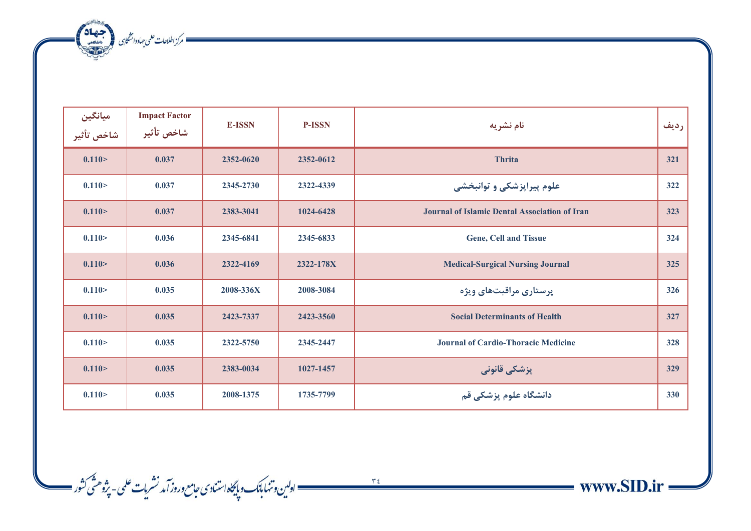| ردیف | نام نشریه | P-ISSN | E-ISSN | Impact Factor شاخص تأثیر | میانگین شاخص تأثیر |
|---|---|---|---|---|---|
| 321 | Thrita | 2352-0612 | 2352-0620 | 0.037 | 0.110> |
| 322 | علوم پیراپزشکی و توانبخشی | 2322-4339 | 2345-2730 | 0.037 | 0.110> |
| 323 | Journal of Islamic Dental Association of Iran | 1024-6428 | 2383-3041 | 0.037 | 0.110> |
| 324 | Gene, Cell and Tissue | 2345-6833 | 2345-6841 | 0.036 | 0.110> |
| 325 | Medical-Surgical Nursing Journal | 2322-178X | 2322-4169 | 0.036 | 0.110> |
| 326 | پرستاری مراقبت‌های ویژه | 2008-3084 | 2008-336X | 0.035 | 0.110> |
| 327 | Social Determinants of Health | 2423-3560 | 2423-7337 | 0.035 | 0.110> |
| 328 | Journal of Cardio-Thoracic Medicine | 2345-2447 | 2322-5750 | 0.035 | 0.110> |
| 329 | پزشکی قانونی | 1027-1457 | 2383-0034 | 0.035 | 0.110> |
| 330 | دانشگاه علوم پزشکی قم | 1735-7799 | 2008-1375 | 0.035 | 0.110> |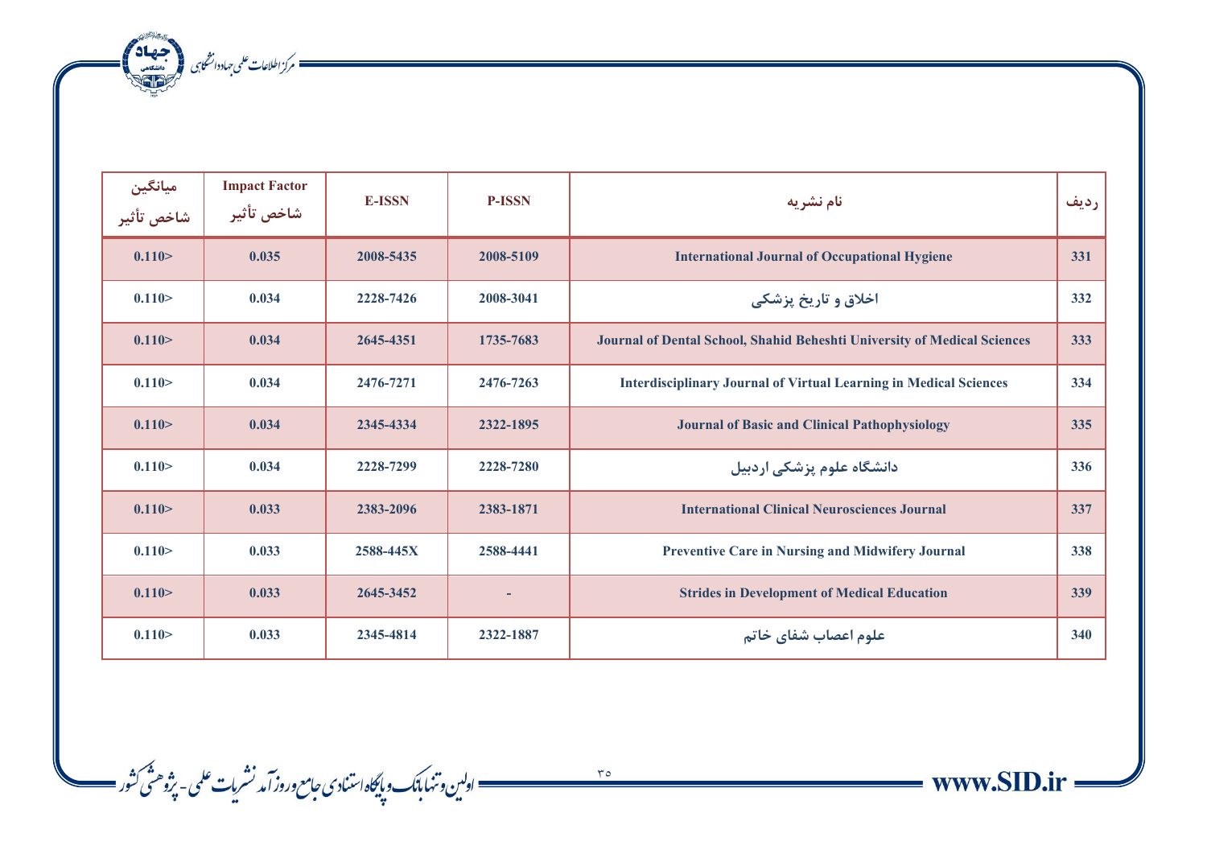| ردیف | نام نشریه | P-ISSN | E-ISSN | Impact Factor شاخص تأثیر | میانگین شاخص تأثیر |
|---|---|---|---|---|---|
| 331 | International Journal of Occupational Hygiene | 2008-5109 | 2008-5435 | 0.035 | 0.110> |
| 332 | اخلاق و تاریخ پزشکی | 2008-3041 | 2228-7426 | 0.034 | 0.110> |
| 333 | Journal of Dental School, Shahid Beheshti University of Medical Sciences | 1735-7683 | 2645-4351 | 0.034 | 0.110> |
| 334 | Interdisciplinary Journal of Virtual Learning in Medical Sciences | 2476-7263 | 2476-7271 | 0.034 | 0.110> |
| 335 | Journal of Basic and Clinical Pathophysiology | 2322-1895 | 2345-4334 | 0.034 | 0.110> |
| 336 | دانشگاه علوم پزشکی اردبیل | 2228-7280 | 2228-7299 | 0.034 | 0.110> |
| 337 | International Clinical Neurosciences Journal | 2383-1871 | 2383-2096 | 0.033 | 0.110> |
| 338 | Preventive Care in Nursing and Midwifery Journal | 2588-4441 | 2588-445X | 0.033 | 0.110> |
| 339 | Strides in Development of Medical Education | - | 2645-3452 | 0.033 | 0.110> |
| 340 | علوم اعصاب شفای خاتم | 2322-1887 | 2345-4814 | 0.033 | 0.110> |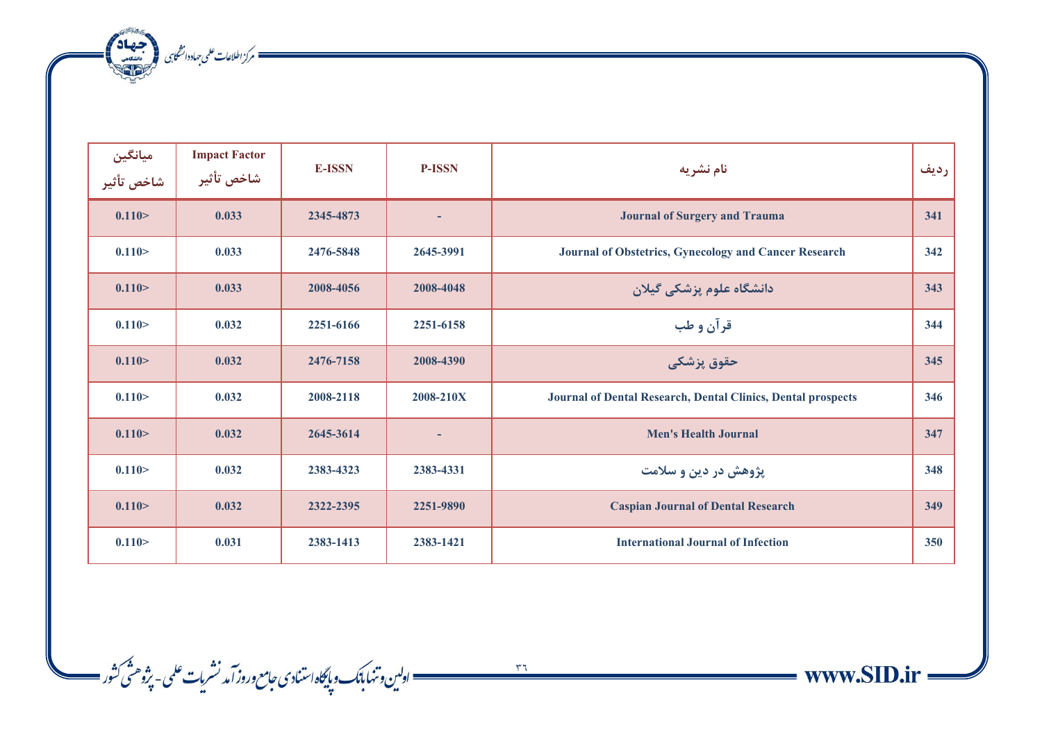| میانگین شاخص تأثیر | Impact Factor شاخص تأثیر | E-ISSN | P-ISSN | نام نشریه | ردیف |
|---|---|---|---|---|---|
| 0.110> | 0.033 | 2345-4873 | - | Journal of Surgery and Trauma | 341 |
| 0.110> | 0.033 | 2476-5848 | 2645-3991 | Journal of Obstetrics, Gynecology and Cancer Research | 342 |
| 0.110> | 0.033 | 2008-4056 | 2008-4048 | دانشگاه علوم پزشکی گیلان | 343 |
| 0.110> | 0.032 | 2251-6166 | 2251-6158 | قرآن و طب | 344 |
| 0.110> | 0.032 | 2476-7158 | 2008-4390 | حقوق پزشکی | 345 |
| 0.110> | 0.032 | 2008-2118 | 2008-210X | Journal of Dental Research, Dental Clinics, Dental prospects | 346 |
| 0.110> | 0.032 | 2645-3614 | - | Men's Health Journal | 347 |
| 0.110> | 0.032 | 2383-4323 | 2383-4331 | پژوهش در دین و سلامت | 348 |
| 0.110> | 0.032 | 2322-2395 | 2251-9890 | Caspian Journal of Dental Research | 349 |
| 0.110> | 0.031 | 2383-1413 | 2383-1421 | International Journal of Infection | 350 |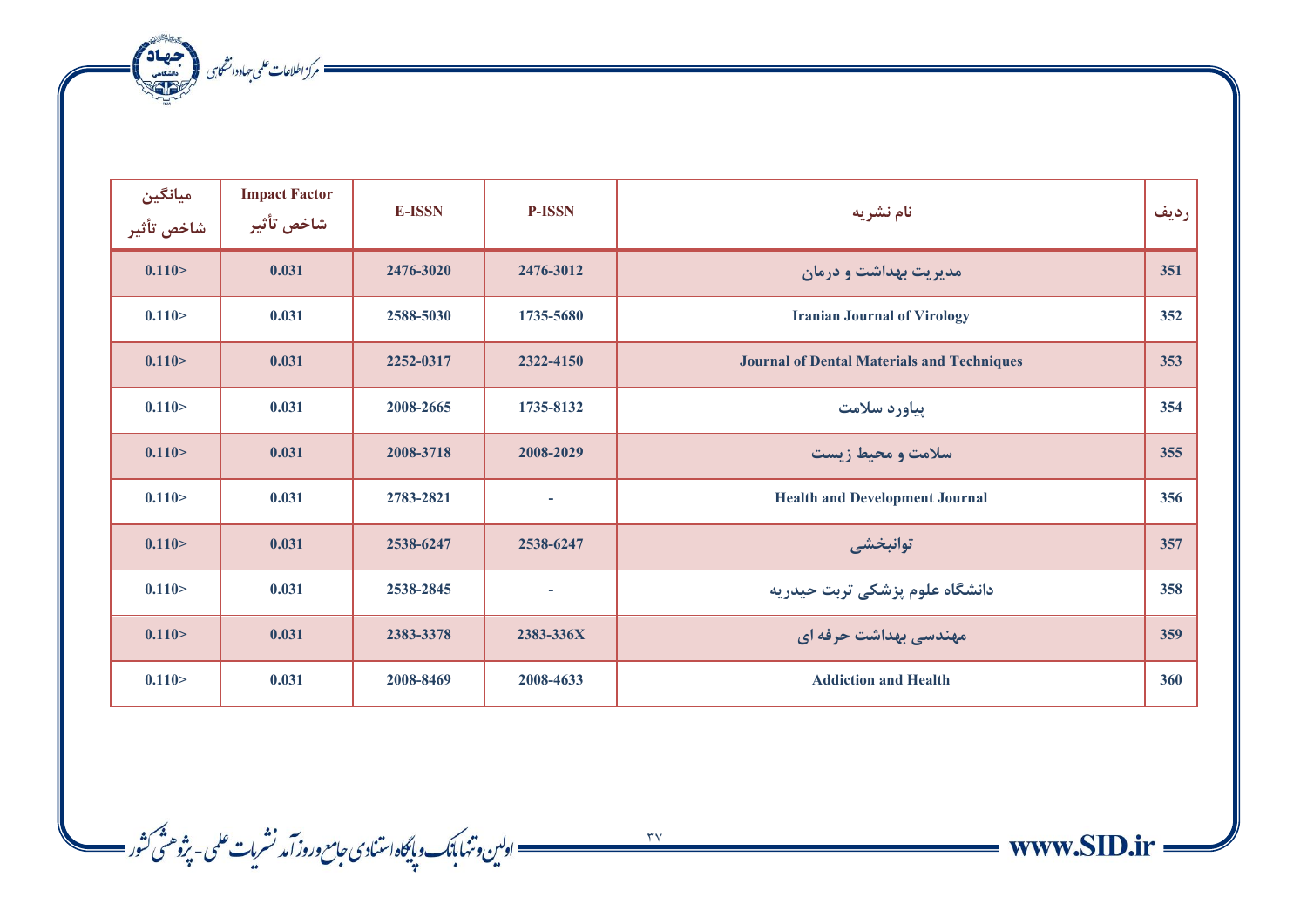| ردیف | نام نشریه | P-ISSN | E-ISSN | Impact Factor شاخص تأثیر | میانگین شاخص تأثیر |
|---|---|---|---|---|---|
| 351 | مدیریت بهداشت و درمان | 2476-3012 | 2476-3020 | 0.031 | 0.110> |
| 352 | Iranian Journal of Virology | 1735-5680 | 2588-5030 | 0.031 | 0.110> |
| 353 | Journal of Dental Materials and Techniques | 2322-4150 | 2252-0317 | 0.031 | 0.110> |
| 354 | پیاورد سلامت | 1735-8132 | 2008-2665 | 0.031 | 0.110> |
| 355 | سلامت و محیط زیست | 2008-2029 | 2008-3718 | 0.031 | 0.110> |
| 356 | Health and Development Journal | - | 2783-2821 | 0.031 | 0.110> |
| 357 | توانبخشی | 2538-6247 | 2538-6247 | 0.031 | 0.110> |
| 358 | دانشگاه علوم پزشکی تربت حیدریه | - | 2538-2845 | 0.031 | 0.110> |
| 359 | مهندسی بهداشت حرفه ای | 2383-336X | 2383-3378 | 0.031 | 0.110> |
| 360 | Addiction and Health | 2008-4633 | 2008-8469 | 0.031 | 0.110> |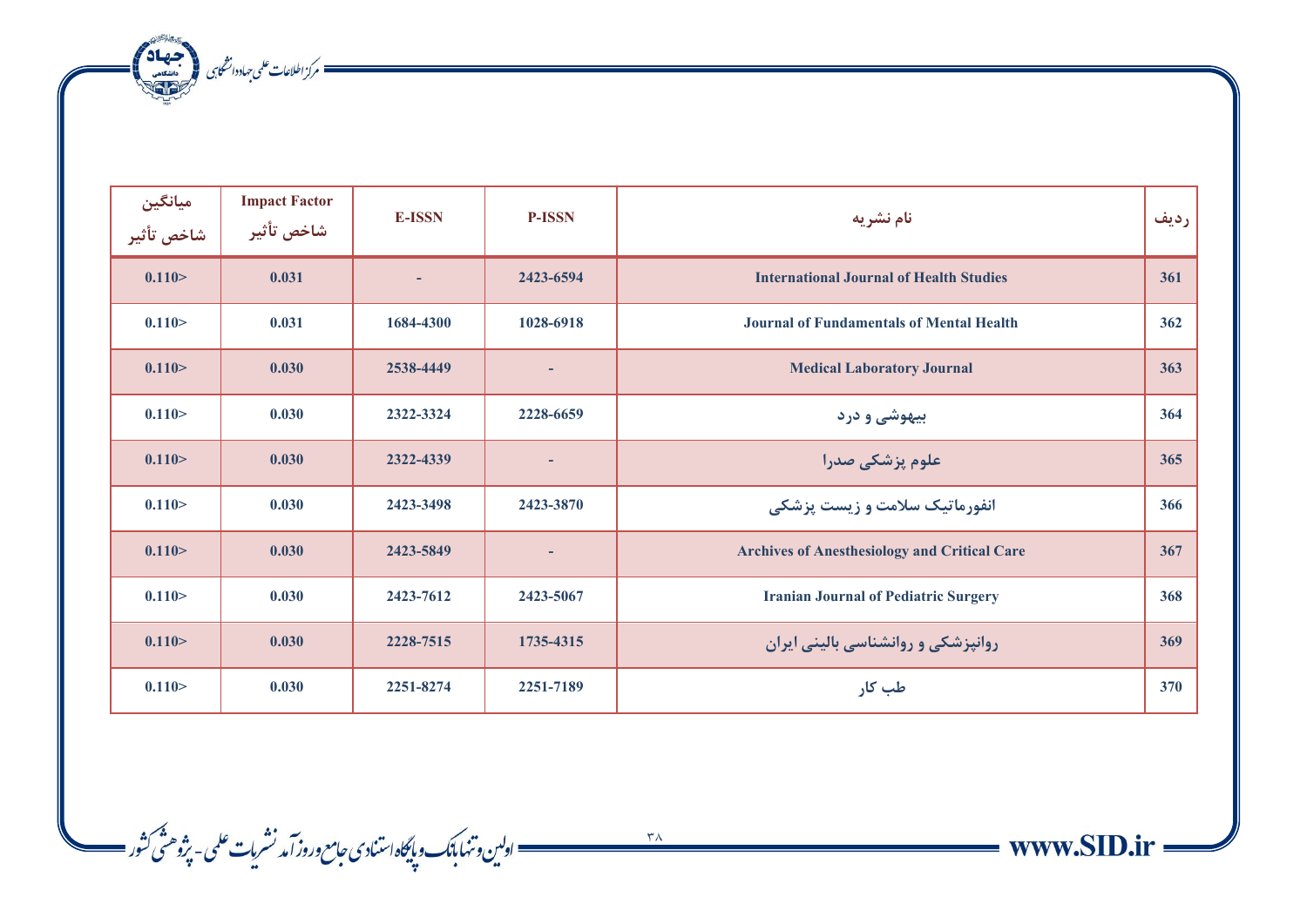| ردیف | نام نشریه | P-ISSN | E-ISSN | Impact Factor شاخص تأثیر | میانگین شاخص تأثیر |
|---|---|---|---|---|---|
| 361 | International Journal of Health Studies | 2423-6594 | - | 0.031 | 0.110> |
| 362 | Journal of Fundamentals of Mental Health | 1028-6918 | 1684-4300 | 0.031 | 0.110> |
| 363 | Medical Laboratory Journal | - | 2538-4449 | 0.030 | 0.110> |
| 364 | بیهوشی و درد | 2228-6659 | 2322-3324 | 0.030 | 0.110> |
| 365 | علوم پزشکی صدرا | - | 2322-4339 | 0.030 | 0.110> |
| 366 | انفورماتیک سلامت و زیست پزشکی | 2423-3870 | 2423-3498 | 0.030 | 0.110> |
| 367 | Archives of Anesthesiology and Critical Care | - | 2423-5849 | 0.030 | 0.110> |
| 368 | Iranian Journal of Pediatric Surgery | 2423-5067 | 2423-7612 | 0.030 | 0.110> |
| 369 | روانپزشکی و روانشناسی بالینی ایران | 1735-4315 | 2228-7515 | 0.030 | 0.110> |
| 370 | طب کار | 2251-7189 | 2251-8274 | 0.030 | 0.110> |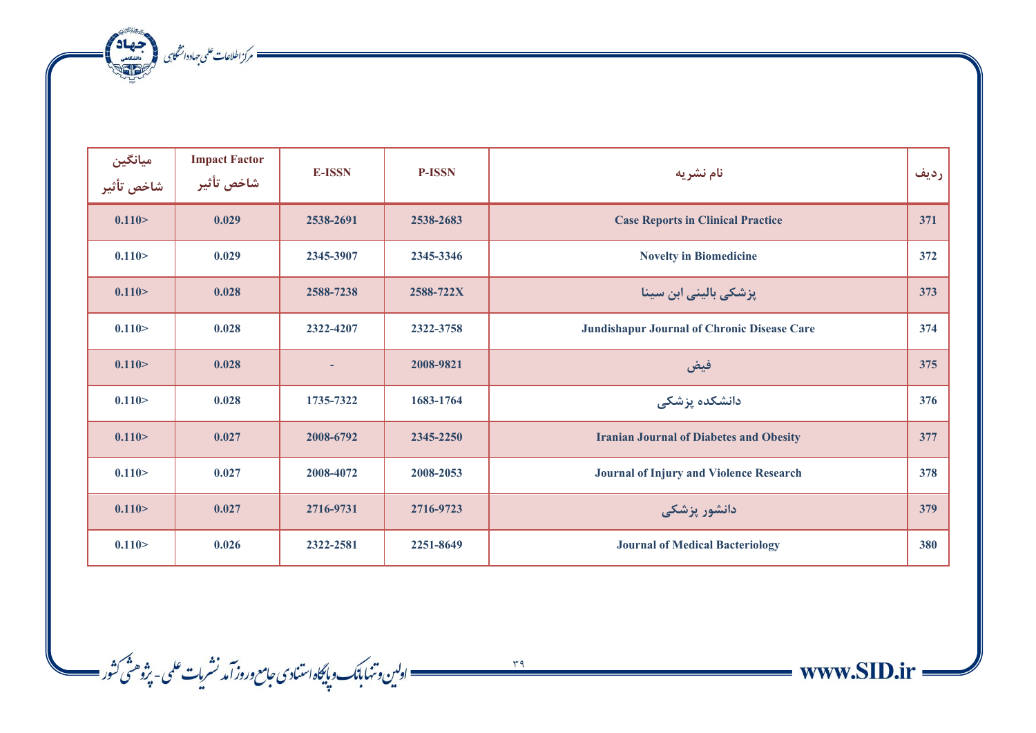| ردیف | نام نشریه | P-ISSN | E-ISSN | Impact Factor شاخص تأثیر | میانگین شاخص تأثیر |
|---|---|---|---|---|---|
| 371 | Case Reports in Clinical Practice | 2538-2683 | 2538-2691 | 0.029 | 0.110> |
| 372 | Novelty in Biomedicine | 2345-3346 | 2345-3907 | 0.029 | 0.110> |
| 373 | پزشکی بالینی ابن سینا | 2588-722X | 2588-7238 | 0.028 | 0.110> |
| 374 | Jundishapur Journal of Chronic Disease Care | 2322-3758 | 2322-4207 | 0.028 | 0.110> |
| 375 | فیض | 2008-9821 | - | 0.028 | 0.110> |
| 376 | دانشکده پزشکی | 1683-1764 | 1735-7322 | 0.028 | 0.110> |
| 377 | Iranian Journal of Diabetes and Obesity | 2345-2250 | 2008-6792 | 0.027 | 0.110> |
| 378 | Journal of Injury and Violence Research | 2008-2053 | 2008-4072 | 0.027 | 0.110> |
| 379 | دانشور پزشکی | 2716-9723 | 2716-9731 | 0.027 | 0.110> |
| 380 | Journal of Medical Bacteriology | 2251-8649 | 2322-2581 | 0.026 | 0.110> |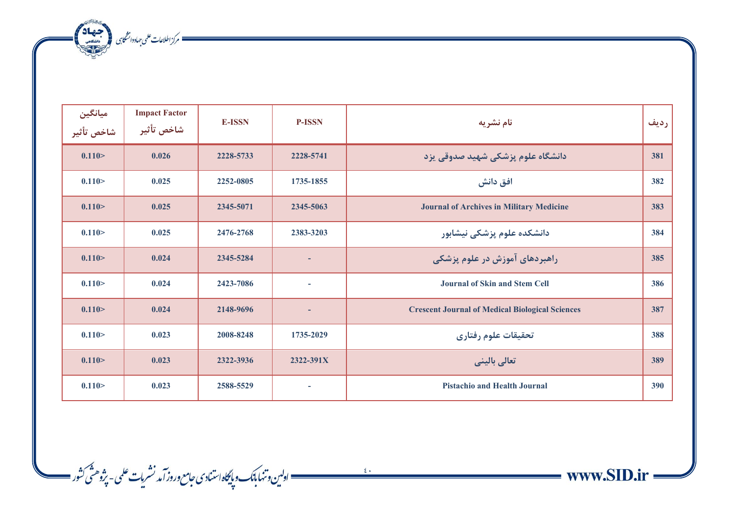| میانگین شاخص تأثیر | Impact Factor شاخص تأثیر | E-ISSN | P-ISSN | نام نشریه | ردیف |
|---|---|---|---|---|---|
| 0.110> | 0.026 | 2228-5733 | 2228-5741 | دانشگاه علوم پزشکی شهید صدوقی یزد | 381 |
| 0.110> | 0.025 | 2252-0805 | 1735-1855 | افق دانش | 382 |
| 0.110> | 0.025 | 2345-5071 | 2345-5063 | Journal of Archives in Military Medicine | 383 |
| 0.110> | 0.025 | 2476-2768 | 2383-3203 | دانشکده علوم پزشکی نیشابور | 384 |
| 0.110> | 0.024 | 2345-5284 | - | راهبردهای آموزش در علوم پزشکی | 385 |
| 0.110> | 0.024 | 2423-7086 | - | Journal of Skin and Stem Cell | 386 |
| 0.110> | 0.024 | 2148-9696 | - | Crescent Journal of Medical Biological Sciences | 387 |
| 0.110> | 0.023 | 2008-8248 | 1735-2029 | تحقیقات علوم رفتاری | 388 |
| 0.110> | 0.023 | 2322-3936 | 2322-391X | تعالی بالینی | 389 |
| 0.110> | 0.023 | 2588-5529 | - | Pistachio and Health Journal | 390 |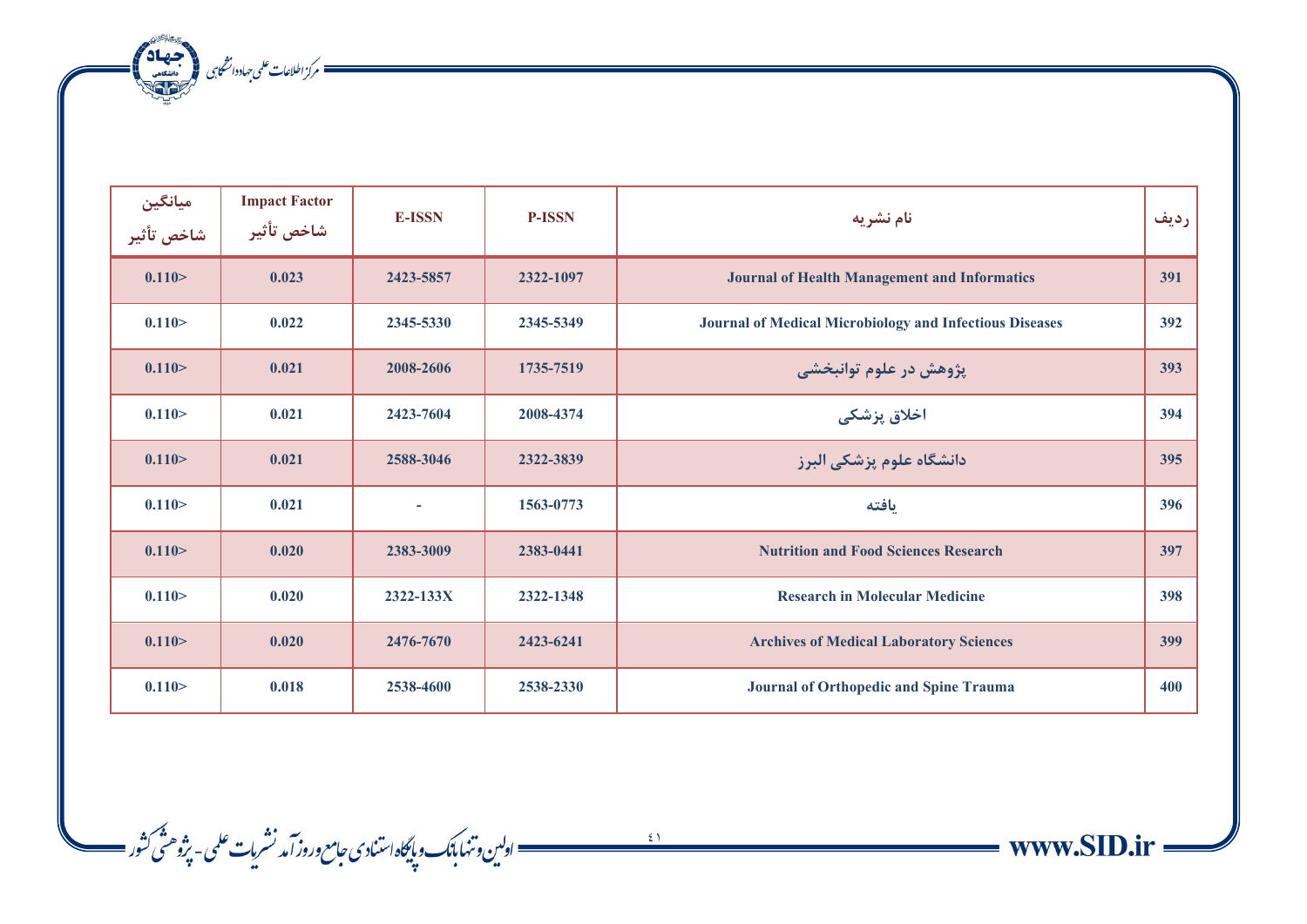| ردیف | نام نشریه | P-ISSN | E-ISSN | Impact Factor شاخص تأثیر | میانگین شاخص تأثیر |
|---|---|---|---|---|---|
| 391 | Journal of Health Management and Informatics | 2322-1097 | 2423-5857 | 0.023 | 0.110> |
| 392 | Journal of Medical Microbiology and Infectious Diseases | 2345-5349 | 2345-5330 | 0.022 | 0.110> |
| 393 | پژوهش در علوم توانبخشی | 1735-7519 | 2008-2606 | 0.021 | 0.110> |
| 394 | اخلاق پزشکی | 2008-4374 | 2423-7604 | 0.021 | 0.110> |
| 395 | دانشگاه علوم پزشکی البرز | 2322-3839 | 2588-3046 | 0.021 | 0.110> |
| 396 | یافته | 1563-0773 | - | 0.021 | 0.110> |
| 397 | Nutrition and Food Sciences Research | 2383-0441 | 2383-3009 | 0.020 | 0.110> |
| 398 | Research in Molecular Medicine | 2322-1348 | 2322-133X | 0.020 | 0.110> |
| 399 | Archives of Medical Laboratory Sciences | 2423-6241 | 2476-7670 | 0.020 | 0.110> |
| 400 | Journal of Orthopedic and Spine Trauma | 2538-2330 | 2538-4600 | 0.018 | 0.110> |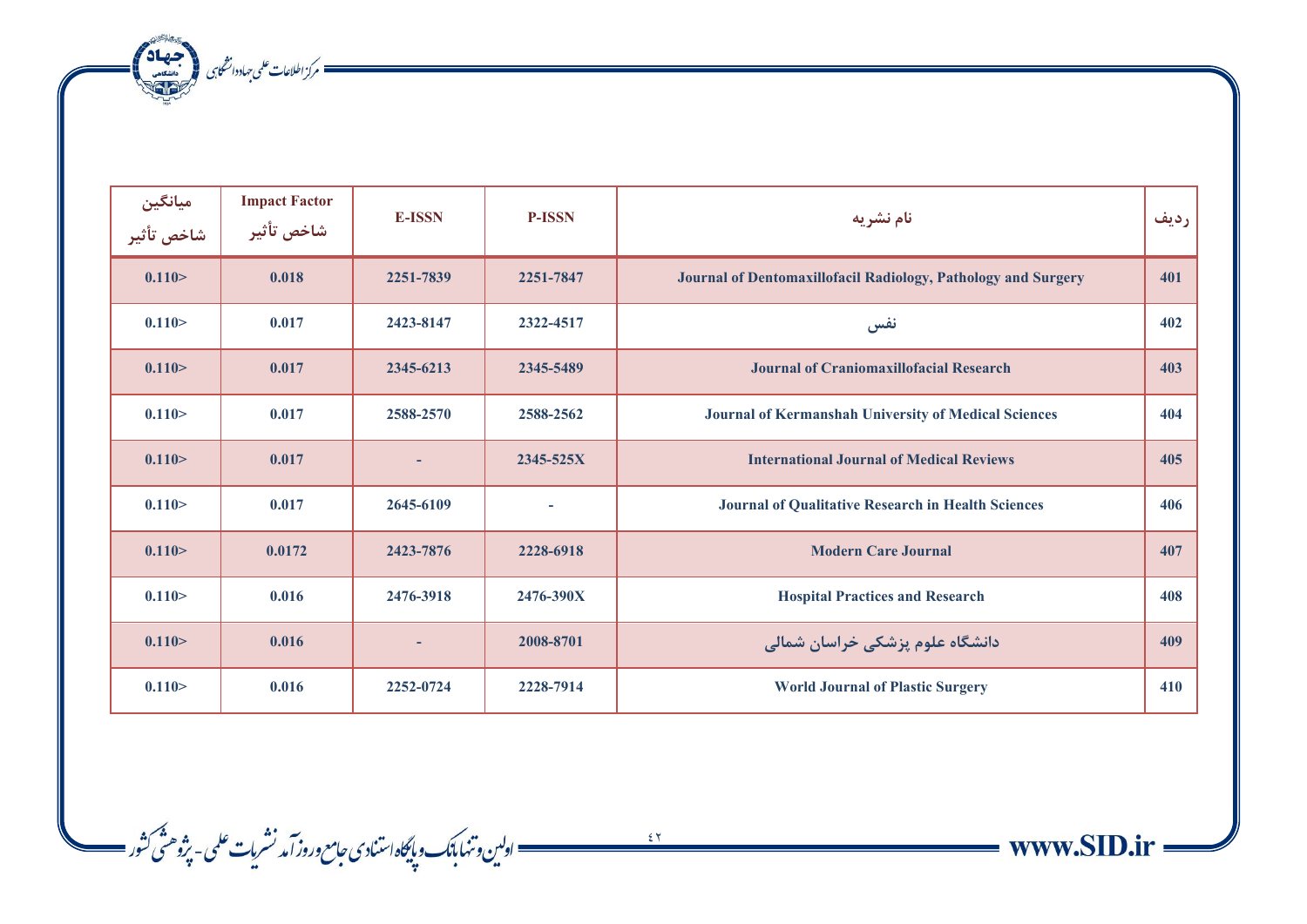| میانگین شاخص تأثیر | Impact Factor شاخص تأثیر | E-ISSN | P-ISSN | نام نشریه | ردیف |
|---|---|---|---|---|---|
| 0.110> | 0.018 | 2251-7839 | 2251-7847 | Journal of Dentomaxillofacil Radiology, Pathology and Surgery | 401 |
| 0.110> | 0.017 | 2423-8147 | 2322-4517 | نفس | 402 |
| 0.110> | 0.017 | 2345-6213 | 2345-5489 | Journal of Craniomaxillofacial Research | 403 |
| 0.110> | 0.017 | 2588-2570 | 2588-2562 | Journal of Kermanshah University of Medical Sciences | 404 |
| 0.110> | 0.017 | - | 2345-525X | International Journal of Medical Reviews | 405 |
| 0.110> | 0.017 | 2645-6109 | - | Journal of Qualitative Research in Health Sciences | 406 |
| 0.110> | 0.0172 | 2423-7876 | 2228-6918 | Modern Care Journal | 407 |
| 0.110> | 0.016 | 2476-3918 | 2476-390X | Hospital Practices and Research | 408 |
| 0.110> | 0.016 | - | 2008-8701 | دانشگاه علوم پزشکی خراسان شمالی | 409 |
| 0.110> | 0.016 | 2252-0724 | 2228-7914 | World Journal of Plastic Surgery | 410 |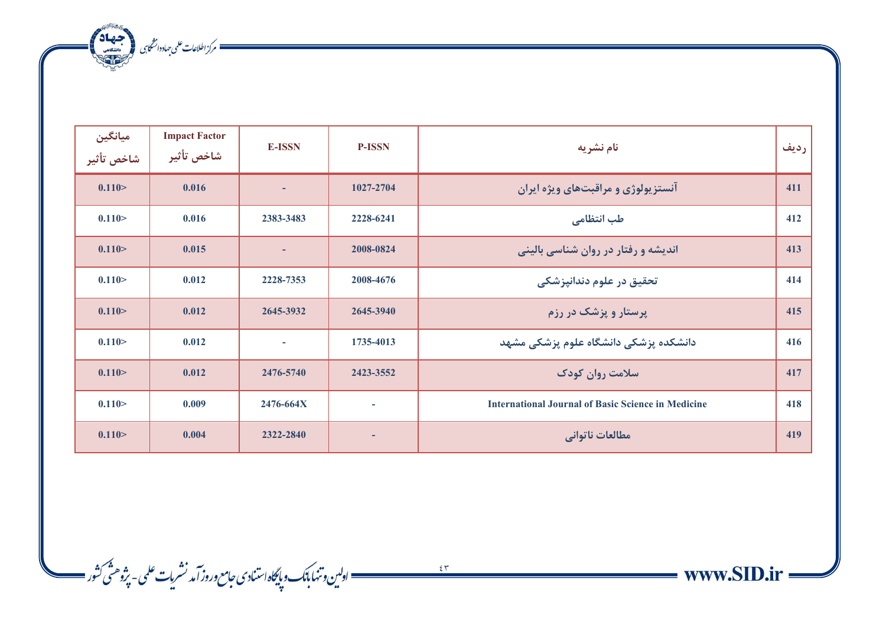| ردیف | نام نشریه | P-ISSN | E-ISSN | Impact Factor شاخص تأثیر | میانگین شاخص تأثیر |
|---|---|---|---|---|---|
| 411 | آنستزیولوژی و مراقبت‌های ویژه ایران | 1027-2704 | - | 0.016 | 0.110> |
| 412 | طب انتظامی | 2228-6241 | 2383-3483 | 0.016 | 0.110> |
| 413 | اندیشه و رفتار در روان شناسی بالینی | 2008-0824 | - | 0.015 | 0.110> |
| 414 | تحقیق در علوم دندانپزشکی | 2008-4676 | 2228-7353 | 0.012 | 0.110> |
| 415 | پرستار و پزشک در رزم | 2645-3940 | 2645-3932 | 0.012 | 0.110> |
| 416 | دانشکده پزشکی دانشگاه علوم پزشکی مشهد | 1735-4013 | - | 0.012 | 0.110> |
| 417 | سلامت روان کودک | 2423-3552 | 2476-5740 | 0.012 | 0.110> |
| 418 | International Journal of Basic Science in Medicine | - | 2476-664X | 0.009 | 0.110> |
| 419 | مطالعات ناتوانی | - | 2322-2840 | 0.004 | 0.110> |